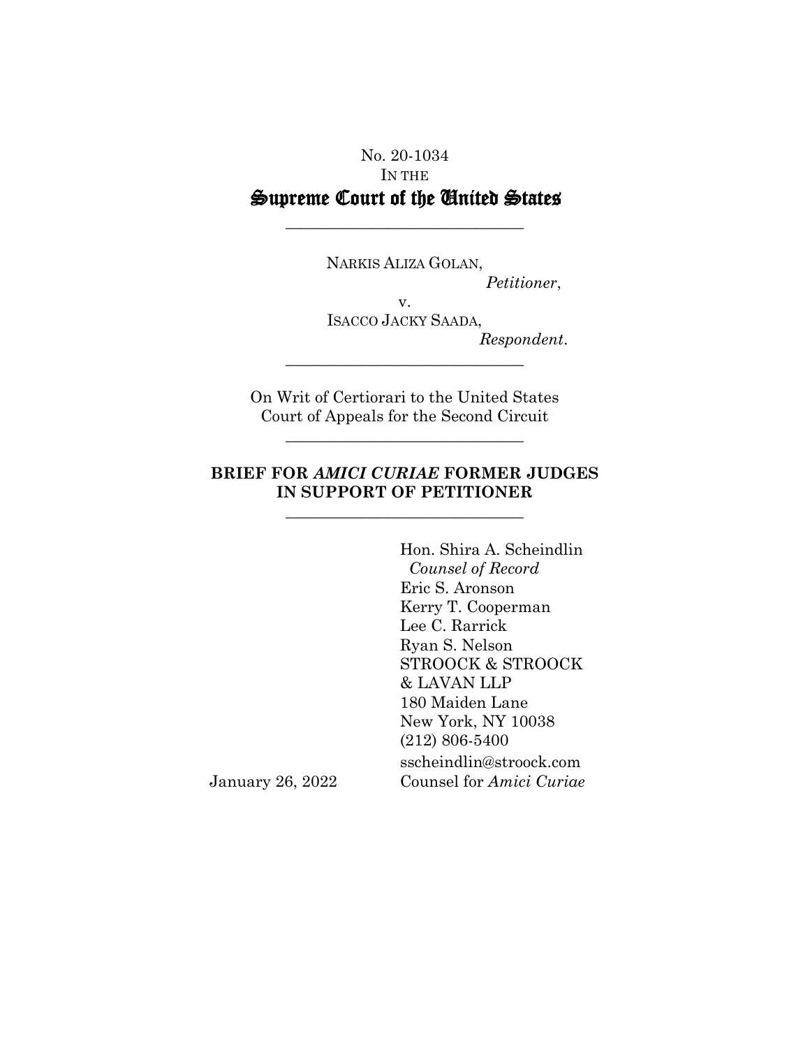No. 20-1034

IN THE

# Supreme Court of the United States

---

NARKIS ALIZA GOLAN,

*Petitioner*,

v.

ISACCO JACKY SAADA,

*Respondent*.

---

On Writ of Certiorari to the United States Court of Appeals for the Second Circuit

---

**BRIEF FOR *AMICI CURIAE* FORMER JUDGES IN SUPPORT OF PETITIONER**

---

Hon. Shira A. Scheindlin
*Counsel of Record*
Eric S. Aronson
Kerry T. Cooperman
Lee C. Rarrick
Ryan S. Nelson
STROOCK & STROOCK & LAVAN LLP
180 Maiden Lane
New York, NY 10038
(212) 806-5400
sscheindlin@stroock.com
Counsel for *Amici Curiae*

January 26, 2022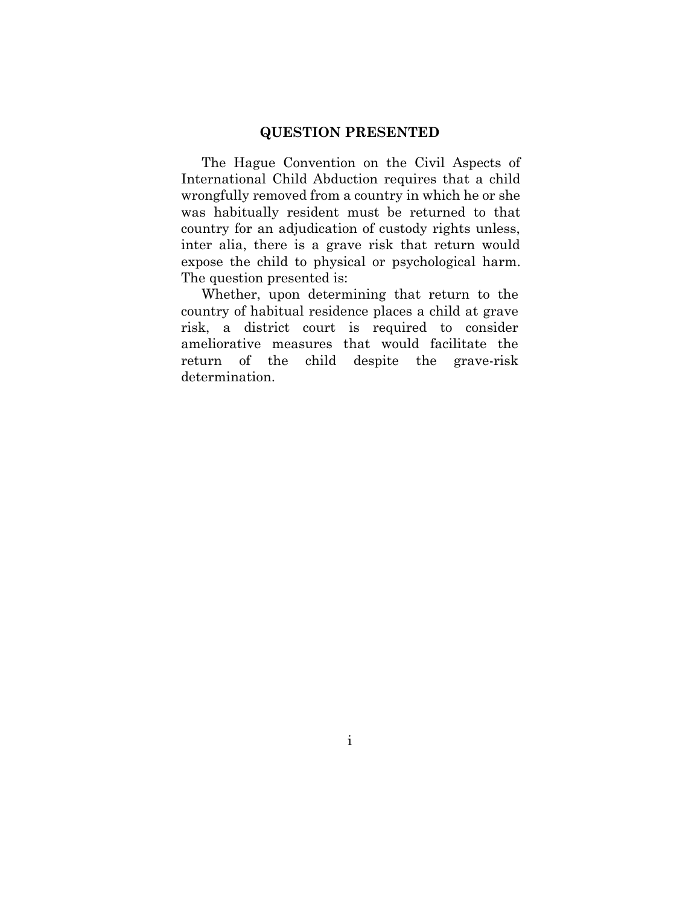## QUESTION PRESENTED

The Hague Convention on the Civil Aspects of International Child Abduction requires that a child wrongfully removed from a country in which he or she was habitually resident must be returned to that country for an adjudication of custody rights unless, inter alia, there is a grave risk that return would expose the child to physical or psychological harm. The question presented is:

Whether, upon determining that return to the country of habitual residence places a child at grave risk, a district court is required to consider ameliorative measures that would facilitate the return of the child despite the grave-risk determination.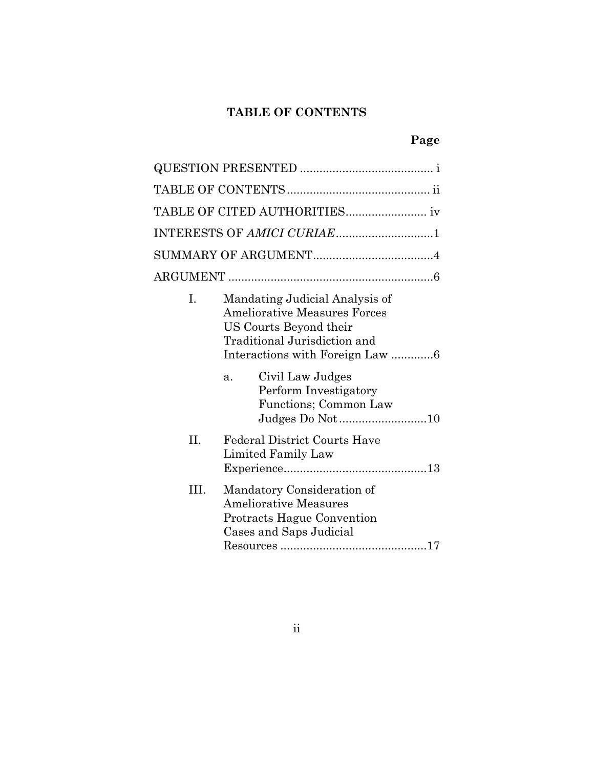# TABLE OF CONTENTS

**Page**

QUESTION PRESENTED ......................................... i

TABLE OF CONTENTS ........................................... ii

TABLE OF CITED AUTHORITIES......................... iv

INTERESTS OF *AMICI CURIAE*..............................1

SUMMARY OF ARGUMENT.....................................4

ARGUMENT ...............................................................6

I. Mandating Judicial Analysis of Ameliorative Measures Forces US Courts Beyond their Traditional Jurisdiction and Interactions with Foreign Law .............6

   a. Civil Law Judges Perform Investigatory Functions; Common Law Judges Do Not...........................10

II. Federal District Courts Have Limited Family Law Experience............................................13

III. Mandatory Consideration of Ameliorative Measures Protracts Hague Convention Cases and Saps Judicial Resources .............................................17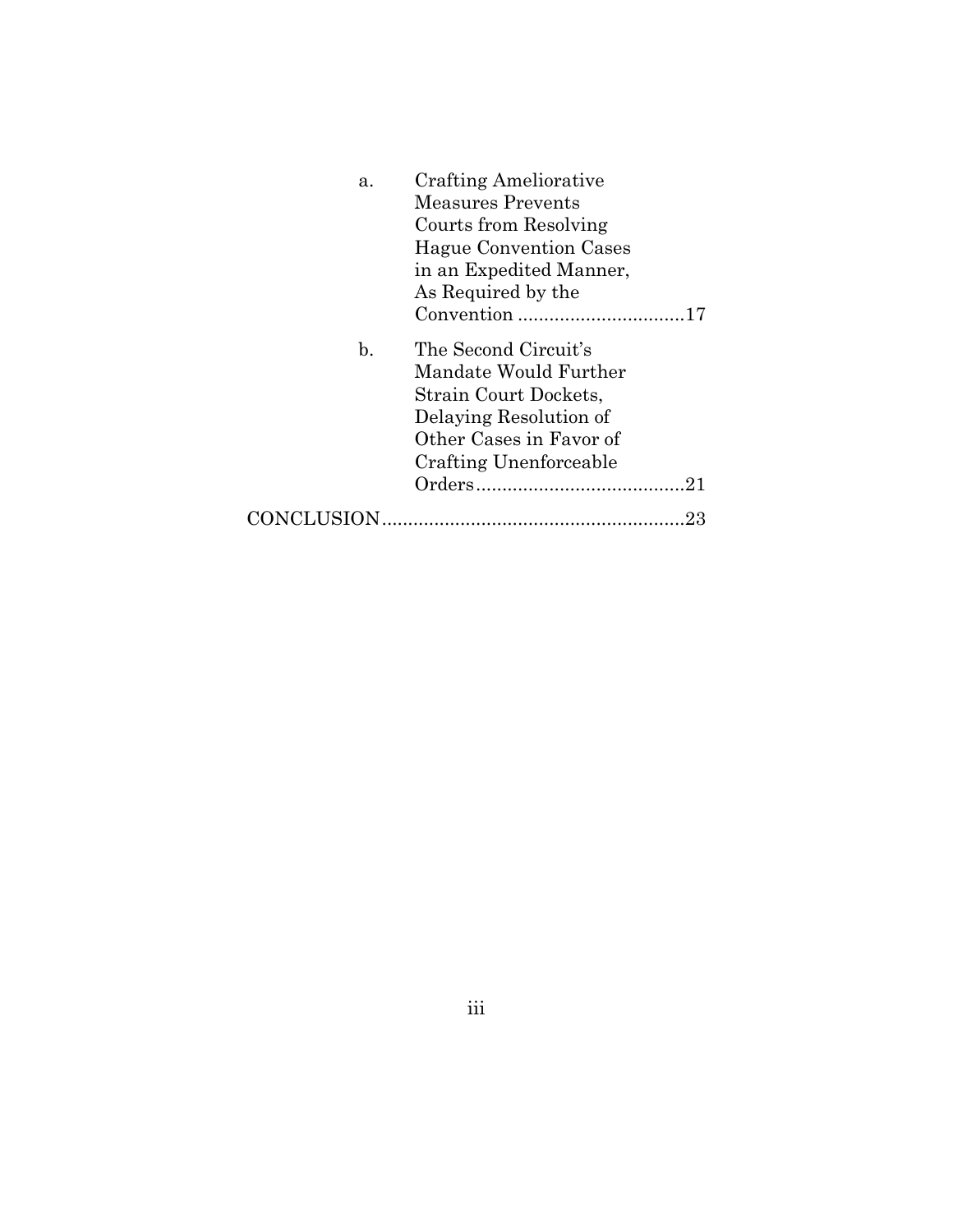a. Crafting Ameliorative Measures Prevents Courts from Resolving Hague Convention Cases in an Expedited Manner, As Required by the Convention ................................17

b. The Second Circuit's Mandate Would Further Strain Court Dockets, Delaying Resolution of Other Cases in Favor of Crafting Unenforceable Orders........................................21

CONCLUSION..........................................................23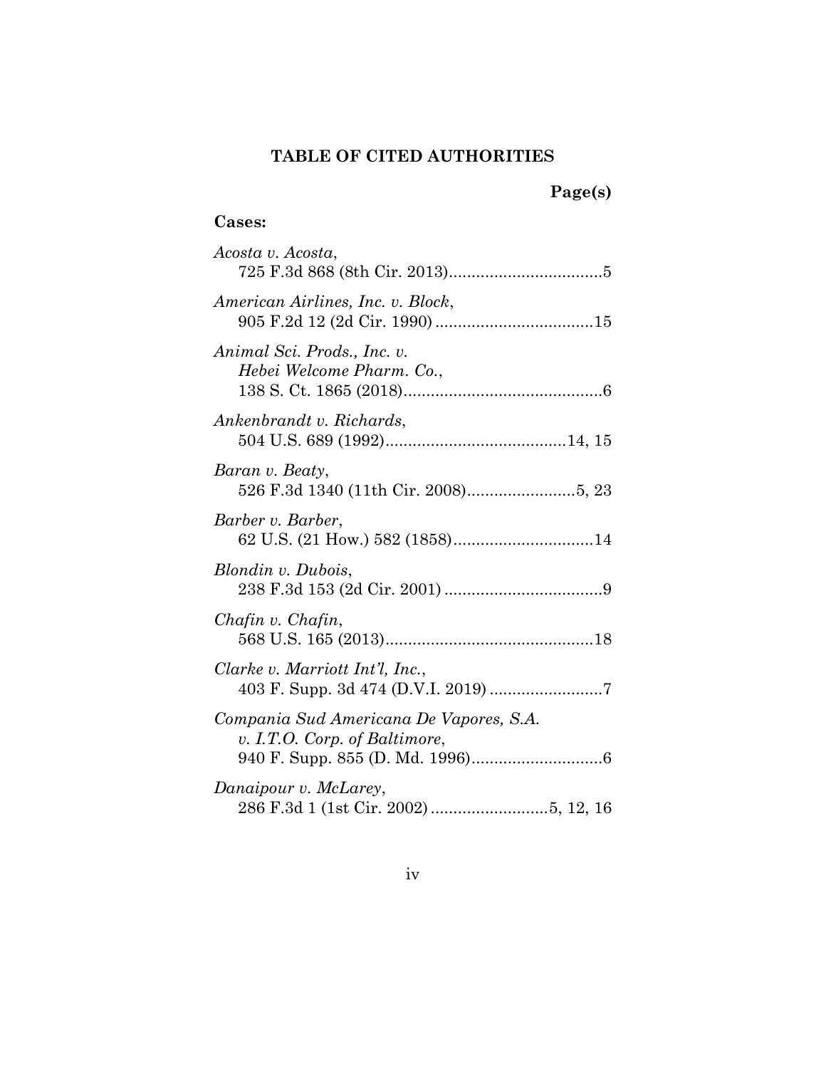## TABLE OF CITED AUTHORITIES

**Page(s)**

**Cases:**

*Acosta v. Acosta*,
725 F.3d 868 (8th Cir. 2013)..................................5

*American Airlines, Inc. v. Block*,
905 F.2d 12 (2d Cir. 1990)...................................15

*Animal Sci. Prods., Inc. v. Hebei Welcome Pharm. Co.*,
138 S. Ct. 1865 (2018)............................................6

*Ankenbrandt v. Richards*,
504 U.S. 689 (1992)........................................14, 15

*Baran v. Beaty*,
526 F.3d 1340 (11th Cir. 2008)........................5, 23

*Barber v. Barber*,
62 U.S. (21 How.) 582 (1858)...............................14

*Blondin v. Dubois*,
238 F.3d 153 (2d Cir. 2001)...................................9

*Chafin v. Chafin*,
568 U.S. 165 (2013)..............................................18

*Clarke v. Marriott Int'l, Inc.*,
403 F. Supp. 3d 474 (D.V.I. 2019).........................7

*Compania Sud Americana De Vapores, S.A. v. I.T.O. Corp. of Baltimore*,
940 F. Supp. 855 (D. Md. 1996).............................6

*Danaipour v. McLarey*,
286 F.3d 1 (1st Cir. 2002)..........................5, 12, 16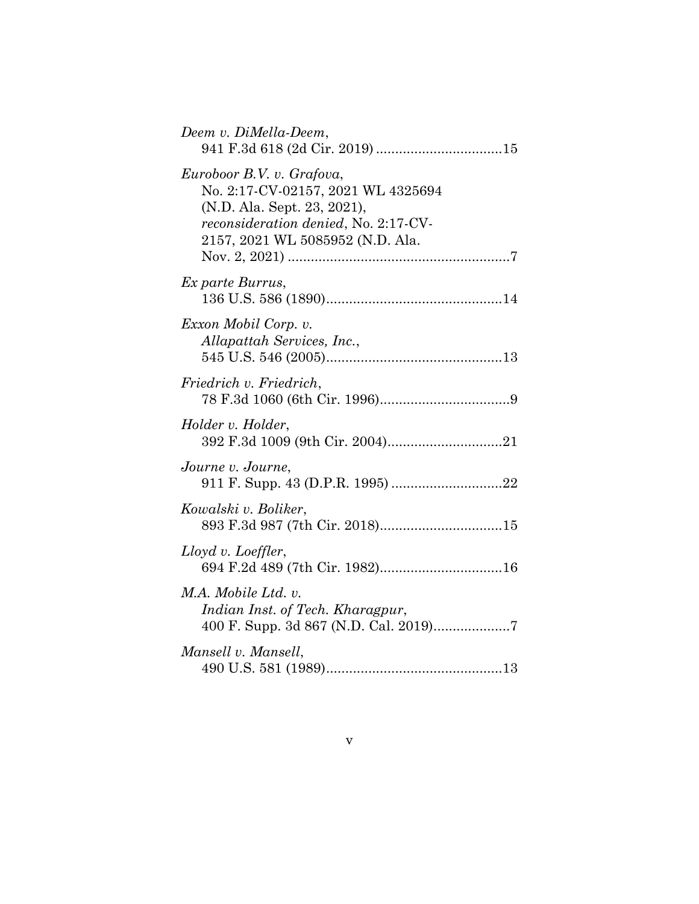*Deem v. DiMella-Deem*,
941 F.3d 618 (2d Cir. 2019) ................................15

*Euroboor B.V. v. Grafova*,
No. 2:17-CV-02157, 2021 WL 4325694 (N.D. Ala. Sept. 23, 2021), *reconsideration denied*, No. 2:17-CV-2157, 2021 WL 5085952 (N.D. Ala. Nov. 2, 2021) ..........................................................7

*Ex parte Burrus*,
136 U.S. 586 (1890)..............................................14

*Exxon Mobil Corp. v. Allapattah Services, Inc.*,
545 U.S. 546 (2005)..............................................13

*Friedrich v. Friedrich*,
78 F.3d 1060 (6th Cir. 1996)..................................9

*Holder v. Holder*,
392 F.3d 1009 (9th Cir. 2004)..............................21

*Journe v. Journe*,
911 F. Supp. 43 (D.P.R. 1995) .............................22

*Kowalski v. Boliker*,
893 F.3d 987 (7th Cir. 2018)................................15

*Lloyd v. Loeffler*,
694 F.2d 489 (7th Cir. 1982)................................16

*M.A. Mobile Ltd. v. Indian Inst. of Tech. Kharagpur*,
400 F. Supp. 3d 867 (N.D. Cal. 2019)....................7

*Mansell v. Mansell*,
490 U.S. 581 (1989)..............................................13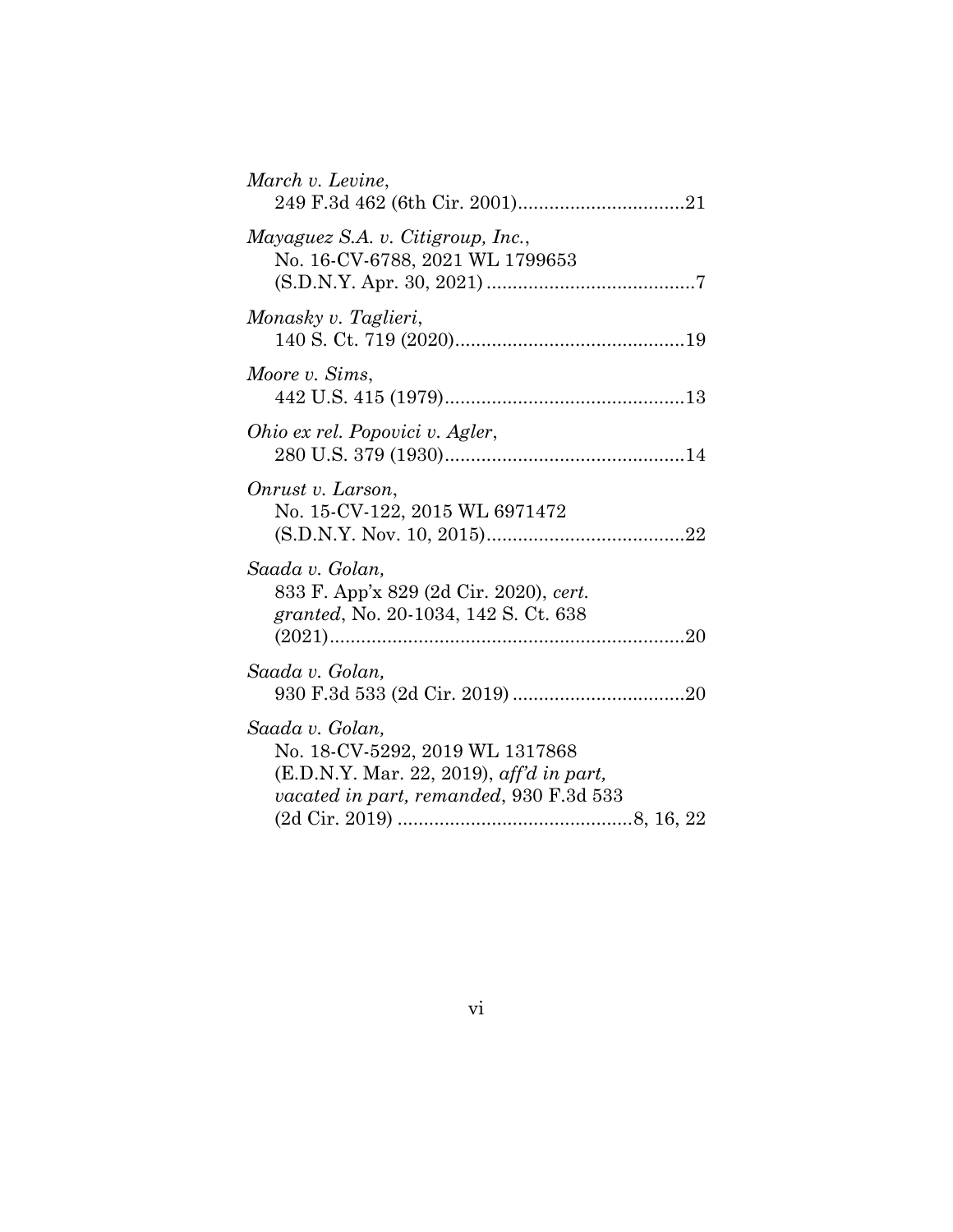*March v. Levine*,
249 F.3d 462 (6th Cir. 2001)................................21

*Mayaguez S.A. v. Citigroup, Inc.*,
No. 16-CV-6788, 2021 WL 1799653
(S.D.N.Y. Apr. 30, 2021) ........................................7

*Monasky v. Taglieri*,
140 S. Ct. 719 (2020)............................................19

*Moore v. Sims*,
442 U.S. 415 (1979)..............................................13

*Ohio ex rel. Popovici v. Agler*,
280 U.S. 379 (1930)..............................................14

*Onrust v. Larson*,
No. 15-CV-122, 2015 WL 6971472
(S.D.N.Y. Nov. 10, 2015)......................................22

*Saada v. Golan*,
833 F. App'x 829 (2d Cir. 2020), *cert. granted*, No. 20-1034, 142 S. Ct. 638
(2021)....................................................................20

*Saada v. Golan*,
930 F.3d 533 (2d Cir. 2019) .................................20

*Saada v. Golan*,
No. 18-CV-5292, 2019 WL 1317868
(E.D.N.Y. Mar. 22, 2019), *aff'd in part, vacated in part, remanded*, 930 F.3d 533
(2d Cir. 2019) .............................................8, 16, 22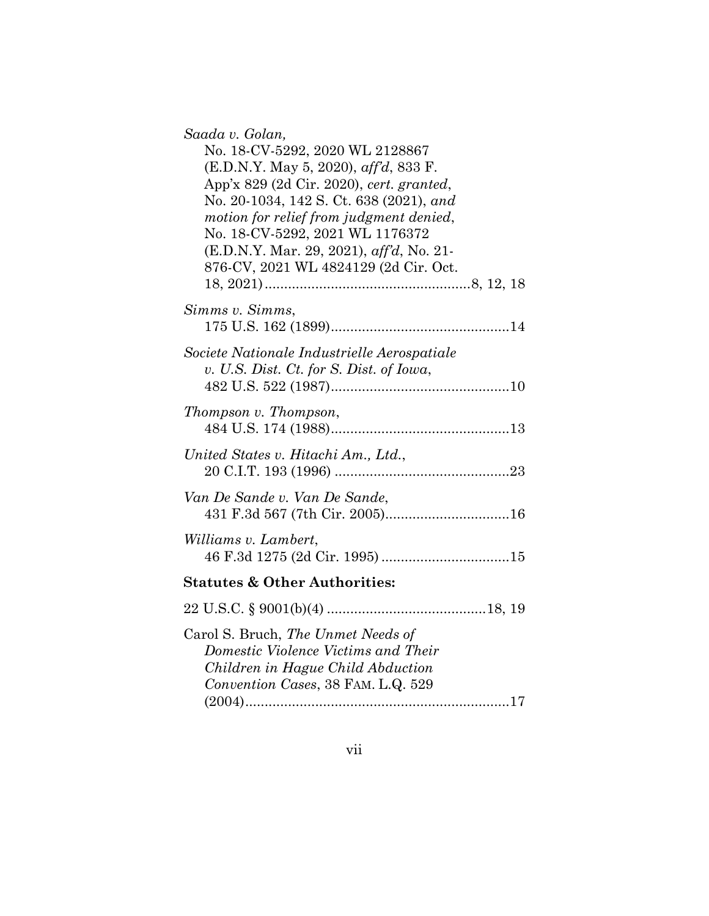*Saada v. Golan*,
No. 18-CV-5292, 2020 WL 2128867 (E.D.N.Y. May 5, 2020), *aff'd*, 833 F. App'x 829 (2d Cir. 2020), *cert. granted*, No. 20-1034, 142 S. Ct. 638 (2021), *and motion for relief from judgment denied*, No. 18-CV-5292, 2021 WL 1176372 (E.D.N.Y. Mar. 29, 2021), *aff'd*, No. 21-876-CV, 2021 WL 4824129 (2d Cir. Oct. 18, 2021) ....................................................8, 12, 18

*Simms v. Simms*,
175 U.S. 162 (1899).............................................14

*Societe Nationale Industrielle Aerospatiale v. U.S. Dist. Ct. for S. Dist. of Iowa*,
482 U.S. 522 (1987).............................................10

*Thompson v. Thompson*,
484 U.S. 174 (1988).............................................13

*United States v. Hitachi Am., Ltd.*,
20 C.I.T. 193 (1996) ............................................23

*Van De Sande v. Van De Sande*,
431 F.3d 567 (7th Cir. 2005)................................16

*Williams v. Lambert*,
46 F.3d 1275 (2d Cir. 1995) ................................15

**Statutes & Other Authorities:**

22 U.S.C. § 9001(b)(4) .........................................18, 19

Carol S. Bruch, *The Unmet Needs of Domestic Violence Victims and Their Children in Hague Child Abduction Convention Cases*, 38 FAM. L.Q. 529 (2004)...................................................................17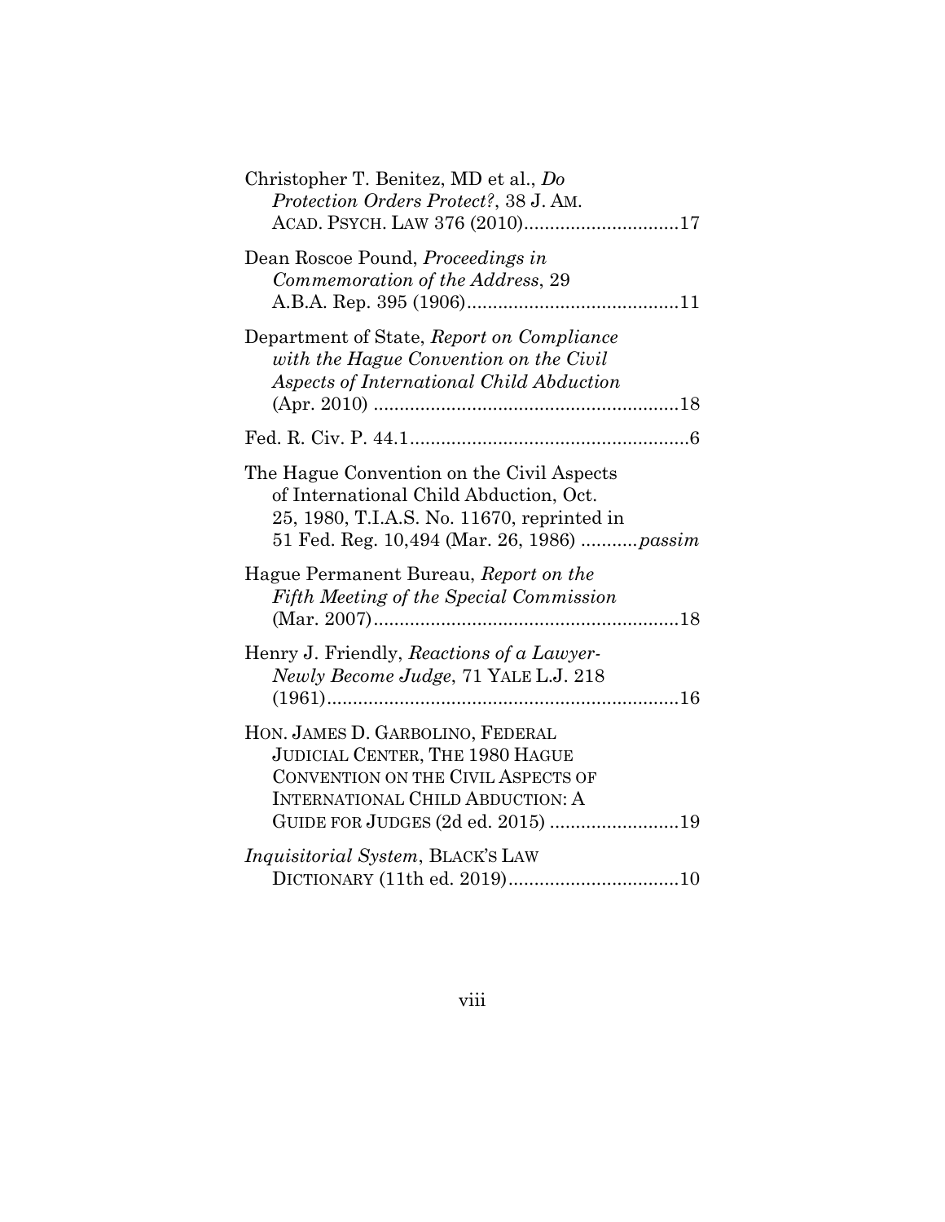Christopher T. Benitez, MD et al., *Do Protection Orders Protect?*, 38 J. AM. ACAD. PSYCH. LAW 376 (2010)..............................17

Dean Roscoe Pound, *Proceedings in Commemoration of the Address*, 29 A.B.A. Rep. 395 (1906).........................................11

Department of State, *Report on Compliance with the Hague Convention on the Civil Aspects of International Child Abduction* (Apr. 2010) ...........................................................18

Fed. R. Civ. P. 44.1......................................................6

The Hague Convention on the Civil Aspects of International Child Abduction, Oct. 25, 1980, T.I.A.S. No. 11670, reprinted in 51 Fed. Reg. 10,494 (Mar. 26, 1986) ...........*passim*

Hague Permanent Bureau, *Report on the Fifth Meeting of the Special Commission* (Mar. 2007)...........................................................18

Henry J. Friendly, *Reactions of a Lawyer-Newly Become Judge*, 71 YALE L.J. 218 (1961)....................................................................16

HON. JAMES D. GARBOLINO, FEDERAL JUDICIAL CENTER, THE 1980 HAGUE CONVENTION ON THE CIVIL ASPECTS OF INTERNATIONAL CHILD ABDUCTION: A GUIDE FOR JUDGES (2d ed. 2015) .........................19

*Inquisitorial System*, BLACK'S LAW DICTIONARY (11th ed. 2019).................................10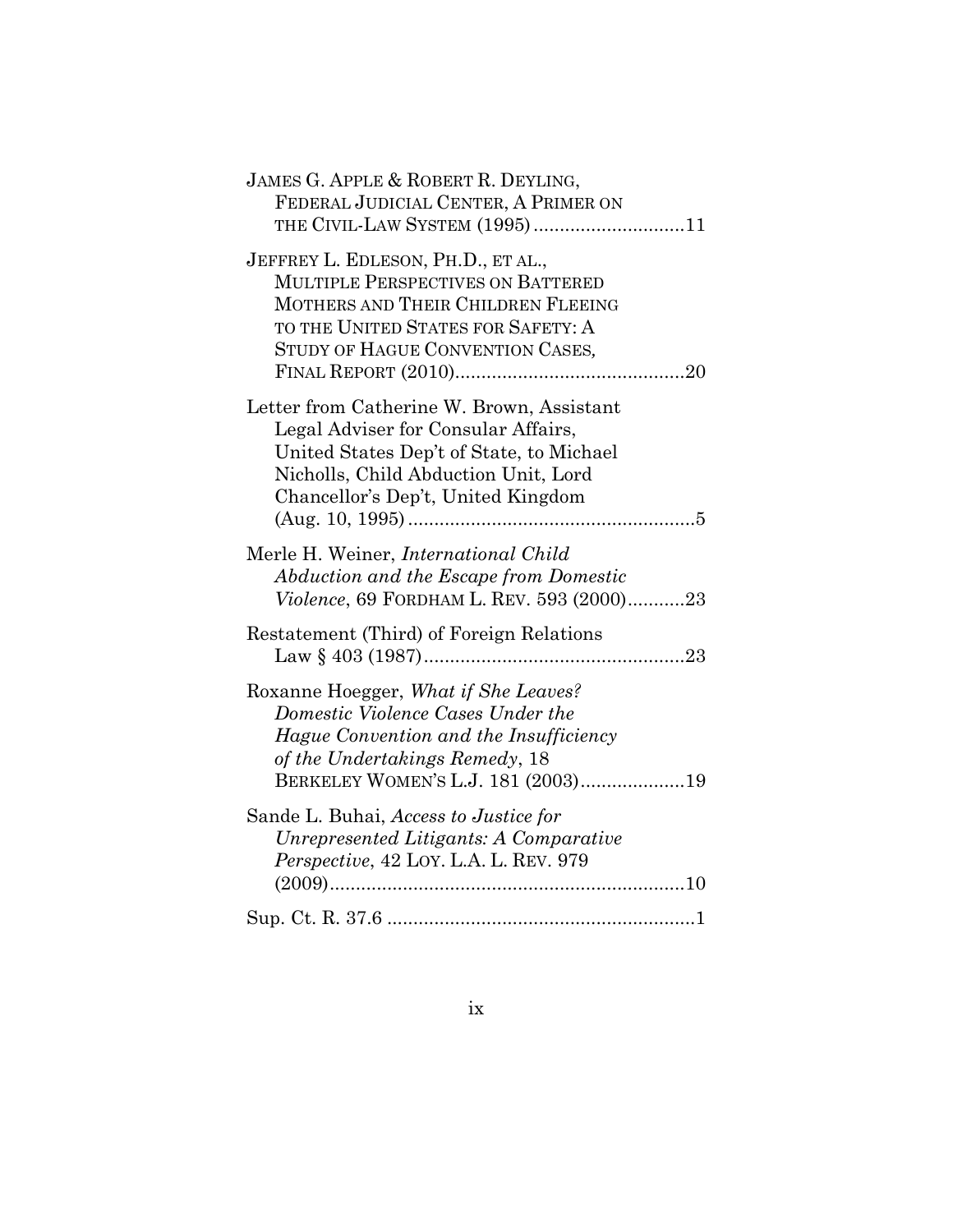JAMES G. APPLE & ROBERT R. DEYLING, FEDERAL JUDICIAL CENTER, A PRIMER ON THE CIVIL-LAW SYSTEM (1995) ............................11

JEFFREY L. EDLESON, PH.D., ET AL., MULTIPLE PERSPECTIVES ON BATTERED MOTHERS AND THEIR CHILDREN FLEEING TO THE UNITED STATES FOR SAFETY: A STUDY OF HAGUE CONVENTION CASES, FINAL REPORT (2010)...........................................20

Letter from Catherine W. Brown, Assistant Legal Adviser for Consular Affairs, United States Dep't of State, to Michael Nicholls, Child Abduction Unit, Lord Chancellor's Dep't, United Kingdom (Aug. 10, 1995) .......................................................5

Merle H. Weiner, *International Child Abduction and the Escape from Domestic Violence*, 69 FORDHAM L. REV. 593 (2000)...........23

Restatement (Third) of Foreign Relations Law § 403 (1987).................................................23

Roxanne Hoegger, *What if She Leaves? Domestic Violence Cases Under the Hague Convention and the Insufficiency of the Undertakings Remedy*, 18 BERKELEY WOMEN'S L.J. 181 (2003)....................19

Sande L. Buhai, *Access to Justice for Unrepresented Litigants: A Comparative Perspective*, 42 LOY. L.A. L. REV. 979 (2009)...................................................................10

Sup. Ct. R. 37.6 ..........................................................1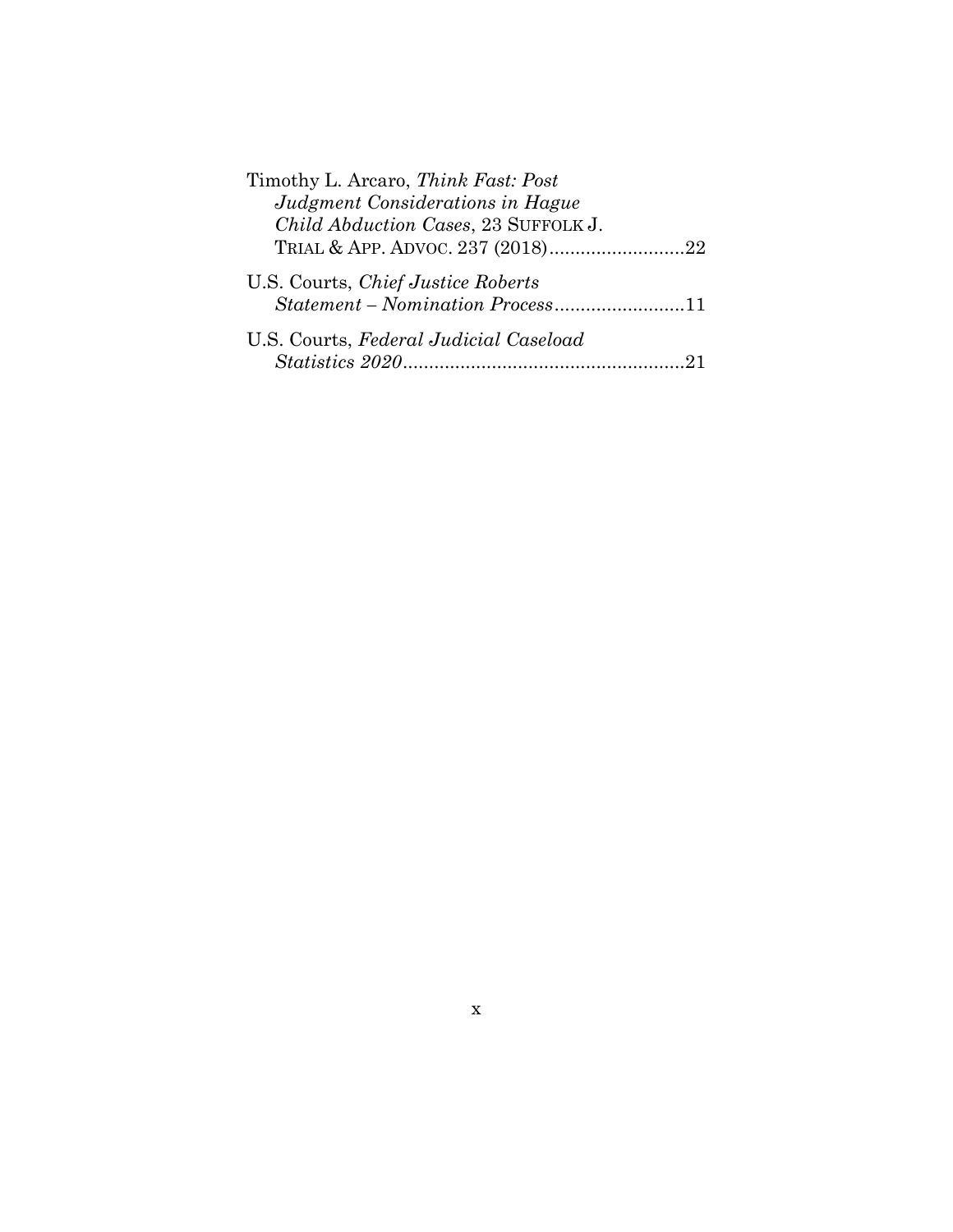Timothy L. Arcaro, *Think Fast: Post Judgment Considerations in Hague Child Abduction Cases*, 23 SUFFOLK J. TRIAL & APP. ADVOC. 237 (2018)..........................22

U.S. Courts, *Chief Justice Roberts Statement – Nomination Process*.........................11

U.S. Courts, *Federal Judicial Caseload Statistics 2020*......................................................21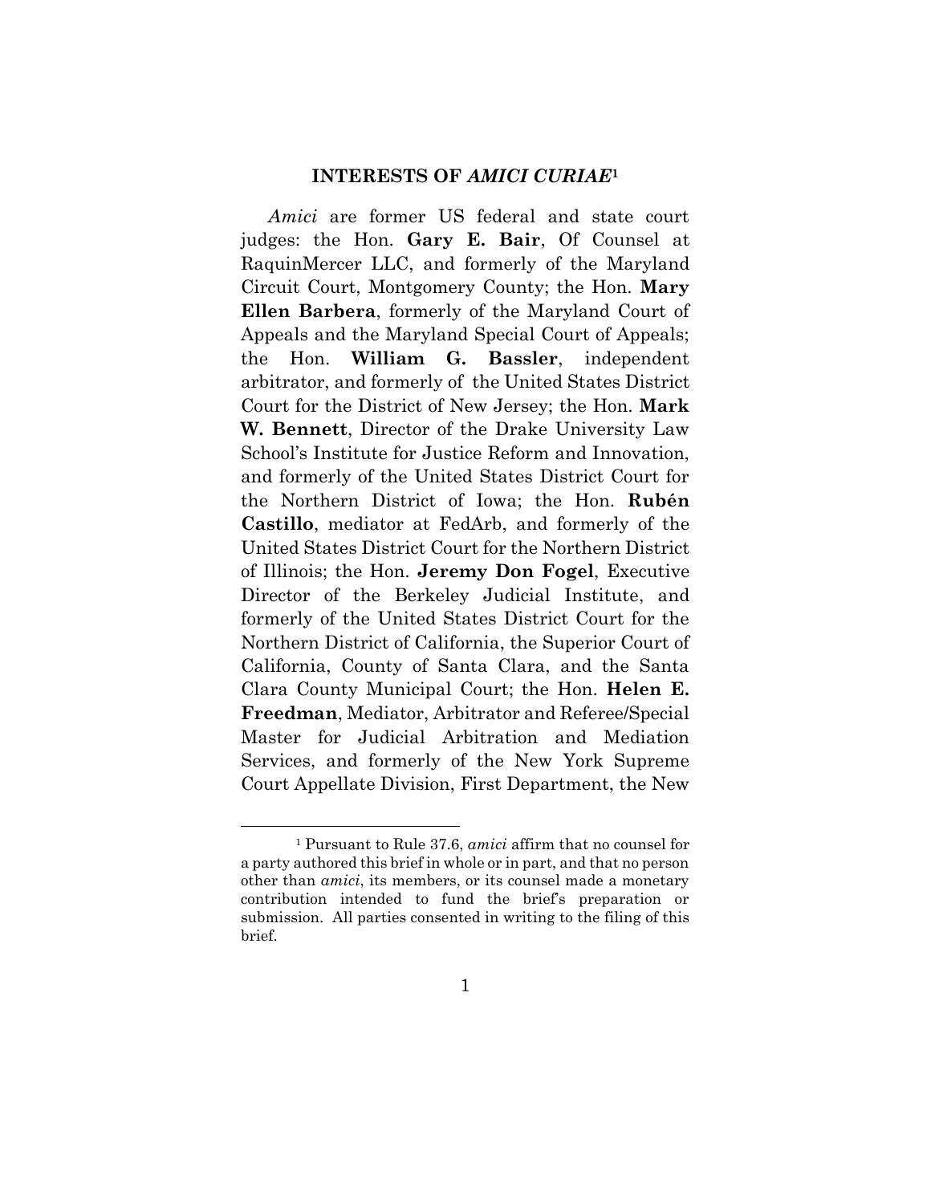## INTERESTS OF *AMICI CURIAE*[1]

*Amici* are former US federal and state court judges: the Hon. **Gary E. Bair**, Of Counsel at RaquinMercer LLC, and formerly of the Maryland Circuit Court, Montgomery County; the Hon. **Mary Ellen Barbera**, formerly of the Maryland Court of Appeals and the Maryland Special Court of Appeals; the Hon. **William G. Bassler**, independent arbitrator, and formerly of the United States District Court for the District of New Jersey; the Hon. **Mark W. Bennett**, Director of the Drake University Law School's Institute for Justice Reform and Innovation, and formerly of the United States District Court for the Northern District of Iowa; the Hon. **Rubén Castillo**, mediator at FedArb, and formerly of the United States District Court for the Northern District of Illinois; the Hon. **Jeremy Don Fogel**, Executive Director of the Berkeley Judicial Institute, and formerly of the United States District Court for the Northern District of California, the Superior Court of California, County of Santa Clara, and the Santa Clara County Municipal Court; the Hon. **Helen E. Freedman**, Mediator, Arbitrator and Referee/Special Master for Judicial Arbitration and Mediation Services, and formerly of the New York Supreme Court Appellate Division, First Department, the New

---

[1] Pursuant to Rule 37.6, *amici* affirm that no counsel for a party authored this brief in whole or in part, and that no person other than *amici*, its members, or its counsel made a monetary contribution intended to fund the brief's preparation or submission. All parties consented in writing to the filing of this brief.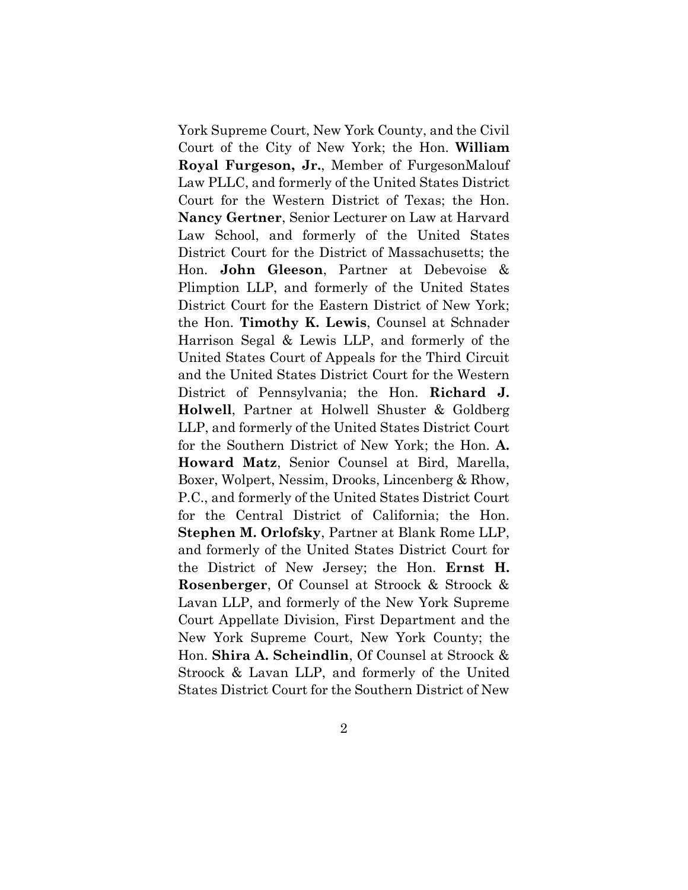York Supreme Court, New York County, and the Civil Court of the City of New York; the Hon. **William Royal Furgeson, Jr.**, Member of FurgesonMalouf Law PLLC, and formerly of the United States District Court for the Western District of Texas; the Hon. **Nancy Gertner**, Senior Lecturer on Law at Harvard Law School, and formerly of the United States District Court for the District of Massachusetts; the Hon. **John Gleeson**, Partner at Debevoise & Plimption LLP, and formerly of the United States District Court for the Eastern District of New York; the Hon. **Timothy K. Lewis**, Counsel at Schnader Harrison Segal & Lewis LLP, and formerly of the United States Court of Appeals for the Third Circuit and the United States District Court for the Western District of Pennsylvania; the Hon. **Richard J. Holwell**, Partner at Holwell Shuster & Goldberg LLP, and formerly of the United States District Court for the Southern District of New York; the Hon. **A. Howard Matz**, Senior Counsel at Bird, Marella, Boxer, Wolpert, Nessim, Drooks, Lincenberg & Rhow, P.C., and formerly of the United States District Court for the Central District of California; the Hon. **Stephen M. Orlofsky**, Partner at Blank Rome LLP, and formerly of the United States District Court for the District of New Jersey; the Hon. **Ernst H. Rosenberger**, Of Counsel at Stroock & Stroock & Lavan LLP, and formerly of the New York Supreme Court Appellate Division, First Department and the New York Supreme Court, New York County; the Hon. **Shira A. Scheindlin**, Of Counsel at Stroock & Stroock & Lavan LLP, and formerly of the United States District Court for the Southern District of New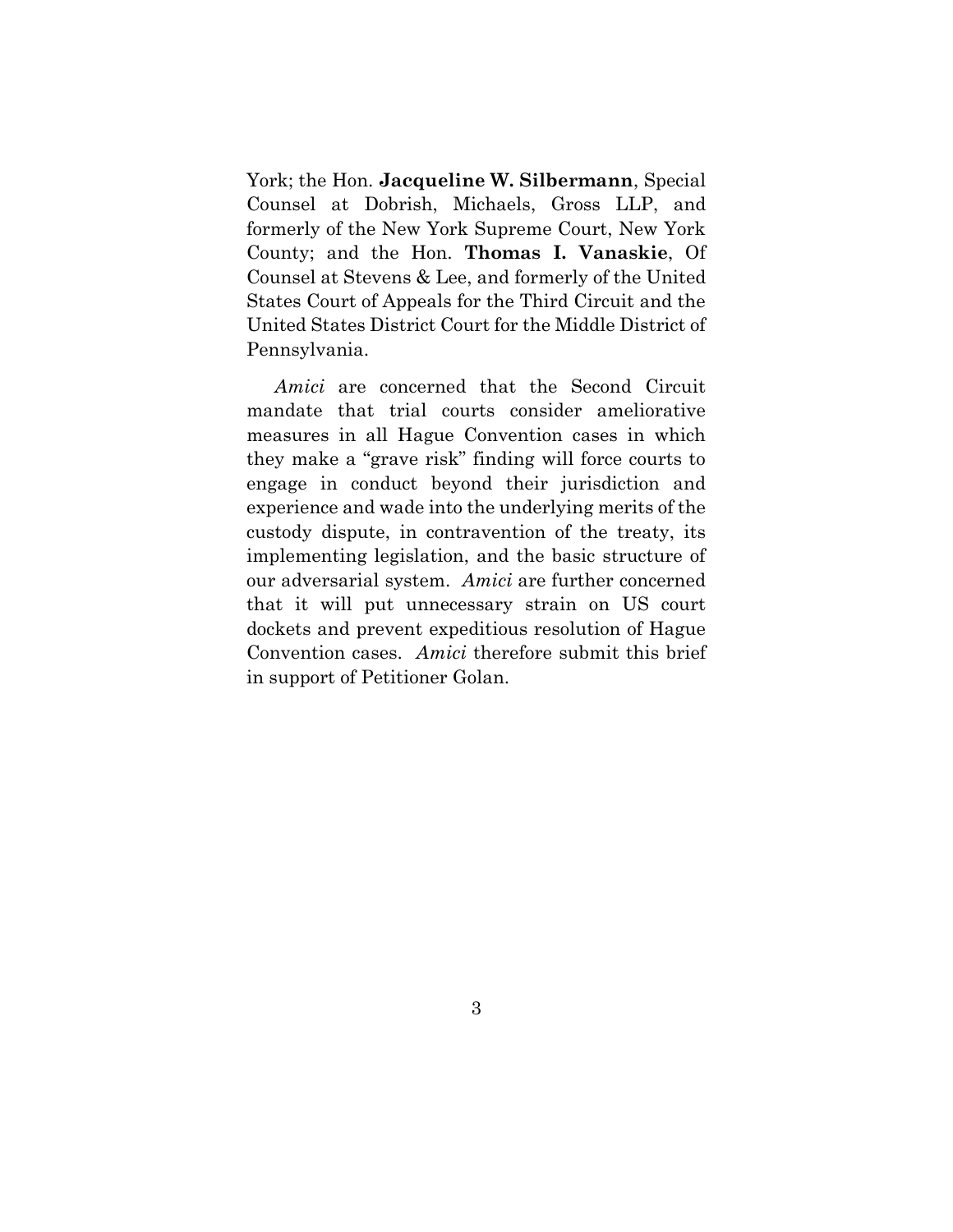York; the Hon. **Jacqueline W. Silbermann**, Special Counsel at Dobrish, Michaels, Gross LLP, and formerly of the New York Supreme Court, New York County; and the Hon. **Thomas I. Vanaskie**, Of Counsel at Stevens & Lee, and formerly of the United States Court of Appeals for the Third Circuit and the United States District Court for the Middle District of Pennsylvania.

*Amici* are concerned that the Second Circuit mandate that trial courts consider ameliorative measures in all Hague Convention cases in which they make a "grave risk" finding will force courts to engage in conduct beyond their jurisdiction and experience and wade into the underlying merits of the custody dispute, in contravention of the treaty, its implementing legislation, and the basic structure of our adversarial system. *Amici* are further concerned that it will put unnecessary strain on US court dockets and prevent expeditious resolution of Hague Convention cases. *Amici* therefore submit this brief in support of Petitioner Golan.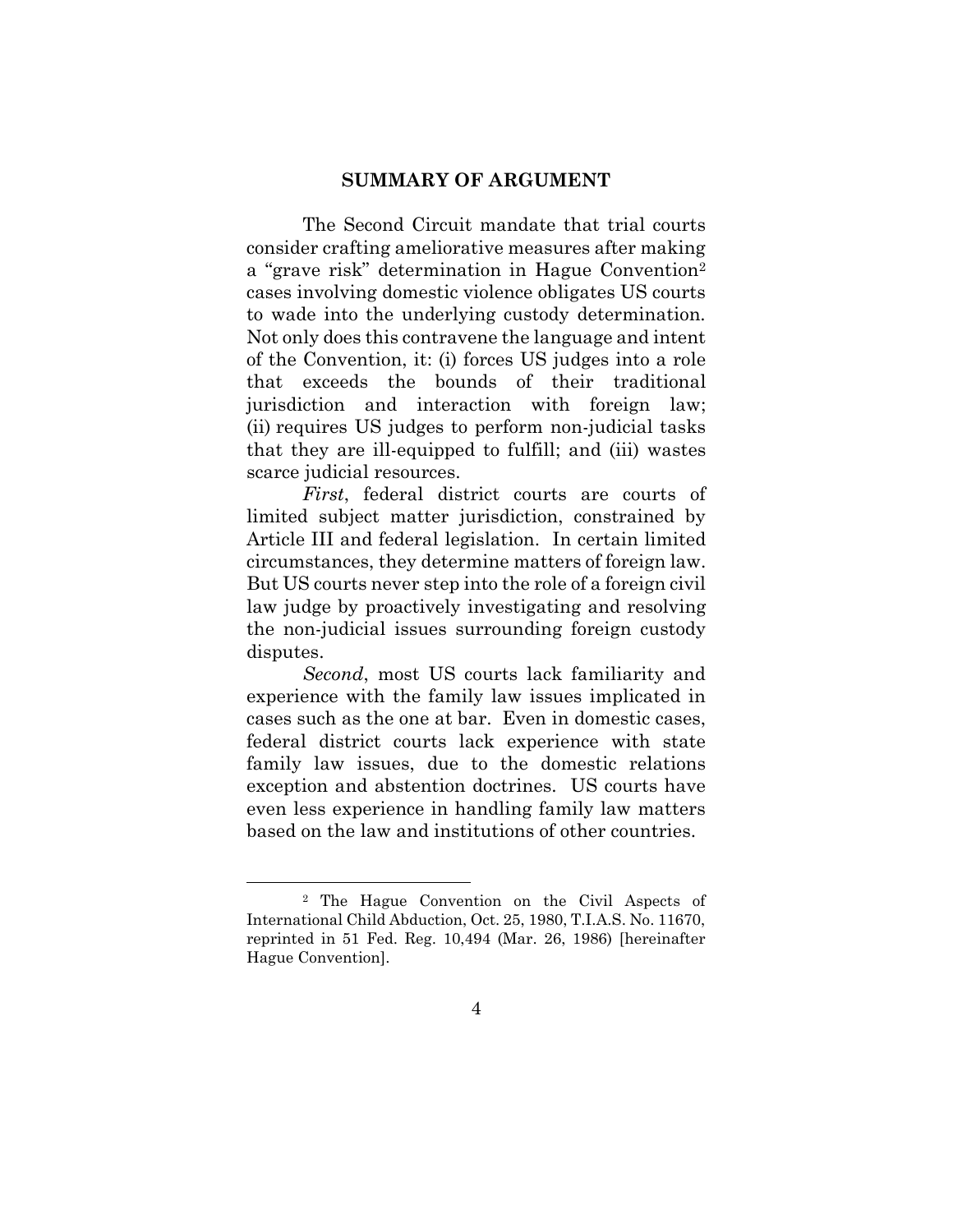## SUMMARY OF ARGUMENT

The Second Circuit mandate that trial courts consider crafting ameliorative measures after making a "grave risk" determination in Hague Convention[2] cases involving domestic violence obligates US courts to wade into the underlying custody determination. Not only does this contravene the language and intent of the Convention, it: (i) forces US judges into a role that exceeds the bounds of their traditional jurisdiction and interaction with foreign law; (ii) requires US judges to perform non-judicial tasks that they are ill-equipped to fulfill; and (iii) wastes scarce judicial resources.

*First*, federal district courts are courts of limited subject matter jurisdiction, constrained by Article III and federal legislation. In certain limited circumstances, they determine matters of foreign law. But US courts never step into the role of a foreign civil law judge by proactively investigating and resolving the non-judicial issues surrounding foreign custody disputes.

*Second*, most US courts lack familiarity and experience with the family law issues implicated in cases such as the one at bar. Even in domestic cases, federal district courts lack experience with state family law issues, due to the domestic relations exception and abstention doctrines. US courts have even less experience in handling family law matters based on the law and institutions of other countries.

---

[2] The Hague Convention on the Civil Aspects of International Child Abduction, Oct. 25, 1980, T.I.A.S. No. 11670, reprinted in 51 Fed. Reg. 10,494 (Mar. 26, 1986) [hereinafter Hague Convention].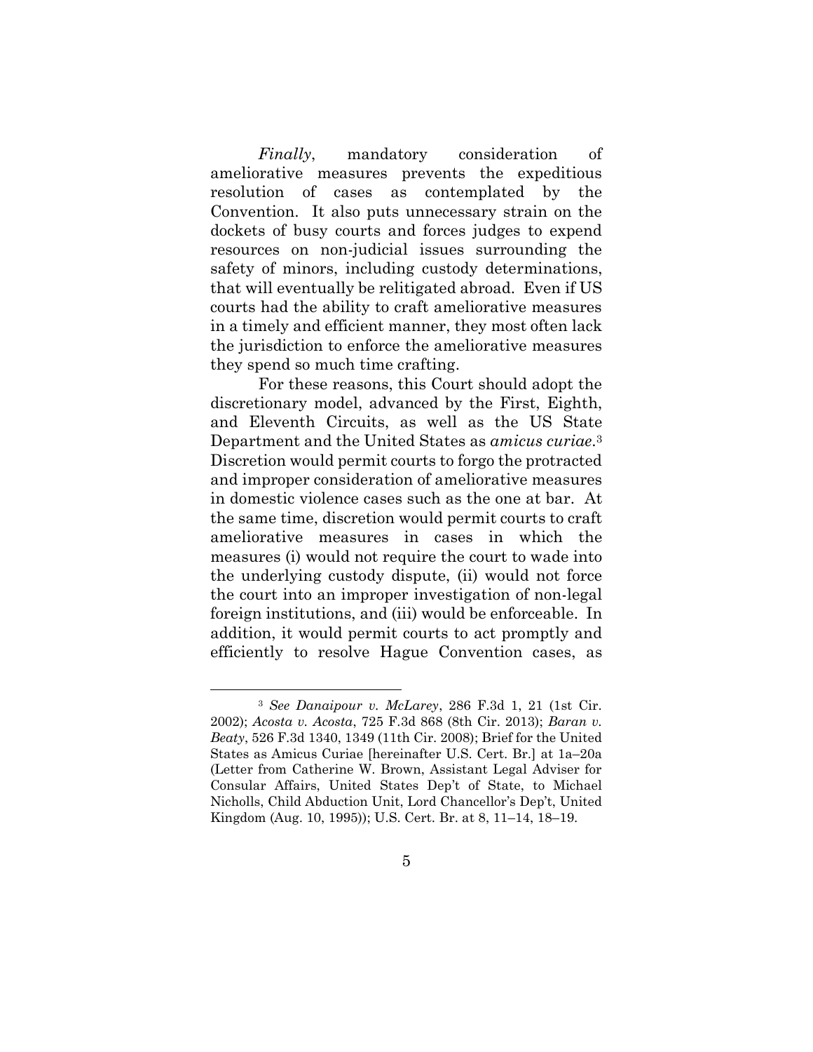*Finally*, mandatory consideration of ameliorative measures prevents the expeditious resolution of cases as contemplated by the Convention. It also puts unnecessary strain on the dockets of busy courts and forces judges to expend resources on non-judicial issues surrounding the safety of minors, including custody determinations, that will eventually be relitigated abroad. Even if US courts had the ability to craft ameliorative measures in a timely and efficient manner, they most often lack the jurisdiction to enforce the ameliorative measures they spend so much time crafting.

For these reasons, this Court should adopt the discretionary model, advanced by the First, Eighth, and Eleventh Circuits, as well as the US State Department and the United States as *amicus curiae*.[3] Discretion would permit courts to forgo the protracted and improper consideration of ameliorative measures in domestic violence cases such as the one at bar. At the same time, discretion would permit courts to craft ameliorative measures in cases in which the measures (i) would not require the court to wade into the underlying custody dispute, (ii) would not force the court into an improper investigation of non-legal foreign institutions, and (iii) would be enforceable. In addition, it would permit courts to act promptly and efficiently to resolve Hague Convention cases, as

---

[3] *See Danaipour v. McLarey*, 286 F.3d 1, 21 (1st Cir. 2002); *Acosta v. Acosta*, 725 F.3d 868 (8th Cir. 2013); *Baran v. Beaty*, 526 F.3d 1340, 1349 (11th Cir. 2008); Brief for the United States as Amicus Curiae [hereinafter U.S. Cert. Br.] at 1a–20a (Letter from Catherine W. Brown, Assistant Legal Adviser for Consular Affairs, United States Dep't of State, to Michael Nicholls, Child Abduction Unit, Lord Chancellor's Dep't, United Kingdom (Aug. 10, 1995)); U.S. Cert. Br. at 8, 11–14, 18–19.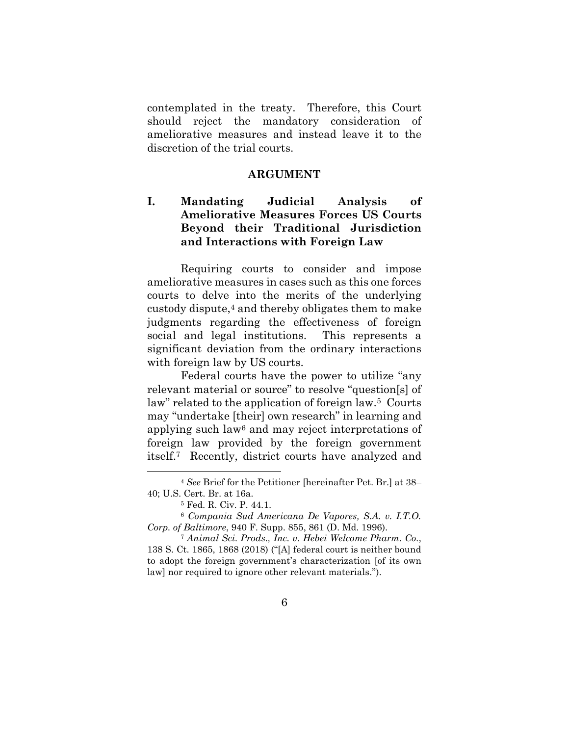contemplated in the treaty. Therefore, this Court should reject the mandatory consideration of ameliorative measures and instead leave it to the discretion of the trial courts.

## ARGUMENT

### I. Mandating Judicial Analysis of Ameliorative Measures Forces US Courts Beyond their Traditional Jurisdiction and Interactions with Foreign Law

Requiring courts to consider and impose ameliorative measures in cases such as this one forces courts to delve into the merits of the underlying custody dispute,[4] and thereby obligates them to make judgments regarding the effectiveness of foreign social and legal institutions. This represents a significant deviation from the ordinary interactions with foreign law by US courts.

Federal courts have the power to utilize "any relevant material or source" to resolve "question[s] of law" related to the application of foreign law.[5] Courts may "undertake [their] own research" in learning and applying such law[6] and may reject interpretations of foreign law provided by the foreign government itself.[7] Recently, district courts have analyzed and

---

[4] *See* Brief for the Petitioner [hereinafter Pet. Br.] at 38–40; U.S. Cert. Br. at 16a.

[5] Fed. R. Civ. P. 44.1.

[6] *Compania Sud Americana De Vapores, S.A. v. I.T.O. Corp. of Baltimore*, 940 F. Supp. 855, 861 (D. Md. 1996).

[7] *Animal Sci. Prods., Inc. v. Hebei Welcome Pharm. Co.*, 138 S. Ct. 1865, 1868 (2018) ("[A] federal court is neither bound to adopt the foreign government's characterization [of its own law] nor required to ignore other relevant materials.").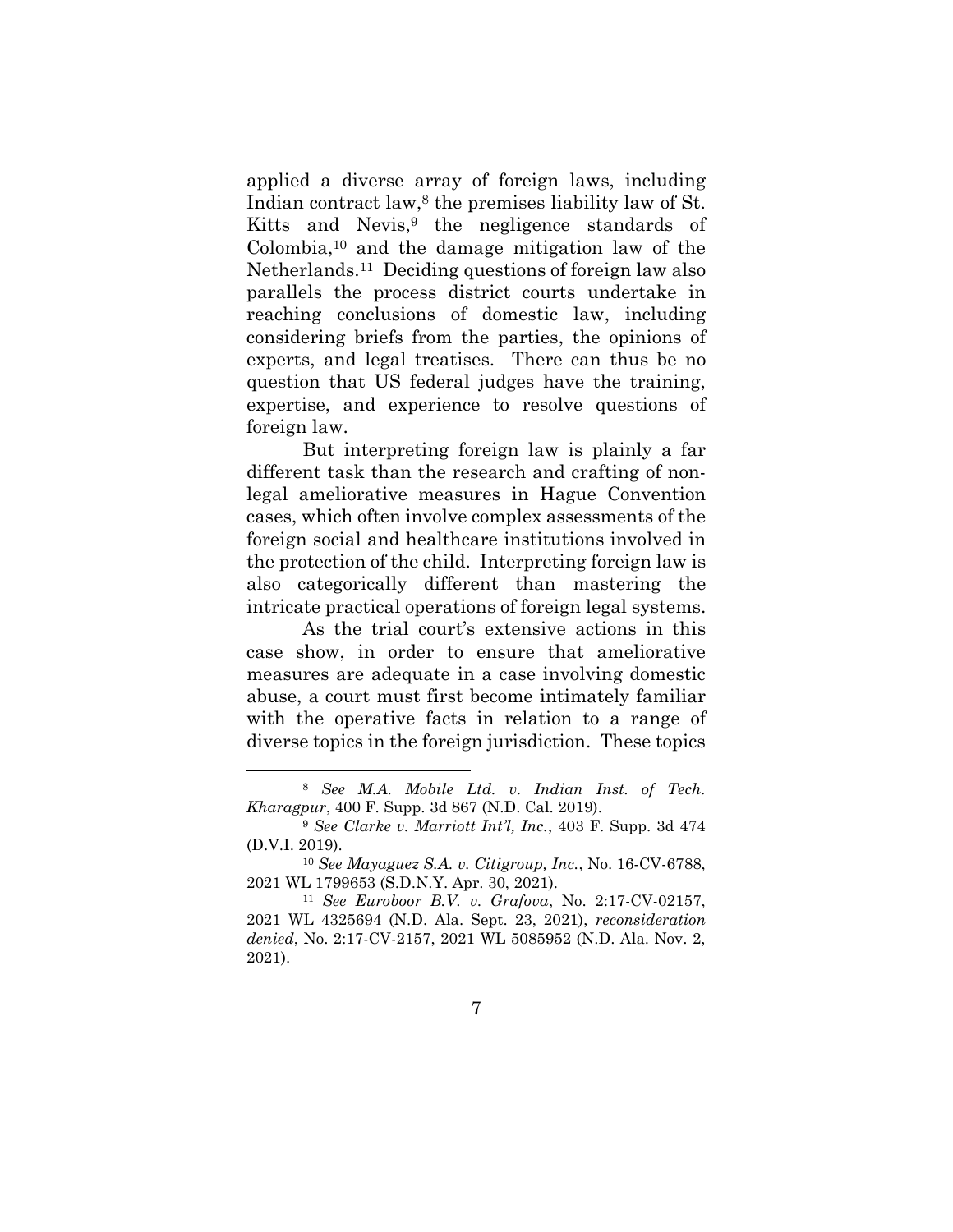applied a diverse array of foreign laws, including Indian contract law,[8] the premises liability law of St. Kitts and Nevis,[9] the negligence standards of Colombia,[10] and the damage mitigation law of the Netherlands.[11] Deciding questions of foreign law also parallels the process district courts undertake in reaching conclusions of domestic law, including considering briefs from the parties, the opinions of experts, and legal treatises. There can thus be no question that US federal judges have the training, expertise, and experience to resolve questions of foreign law.

But interpreting foreign law is plainly a far different task than the research and crafting of non-legal ameliorative measures in Hague Convention cases, which often involve complex assessments of the foreign social and healthcare institutions involved in the protection of the child. Interpreting foreign law is also categorically different than mastering the intricate practical operations of foreign legal systems.

As the trial court's extensive actions in this case show, in order to ensure that ameliorative measures are adequate in a case involving domestic abuse, a court must first become intimately familiar with the operative facts in relation to a range of diverse topics in the foreign jurisdiction. These topics

---

[8] *See M.A. Mobile Ltd. v. Indian Inst. of Tech. Kharagpur*, 400 F. Supp. 3d 867 (N.D. Cal. 2019).

[9] *See Clarke v. Marriott Int'l, Inc.*, 403 F. Supp. 3d 474 (D.V.I. 2019).

[10] *See Mayaguez S.A. v. Citigroup, Inc.*, No. 16-CV-6788, 2021 WL 1799653 (S.D.N.Y. Apr. 30, 2021).

[11] *See Euroboor B.V. v. Grafova*, No. 2:17-CV-02157, 2021 WL 4325694 (N.D. Ala. Sept. 23, 2021), *reconsideration denied*, No. 2:17-CV-2157, 2021 WL 5085952 (N.D. Ala. Nov. 2, 2021).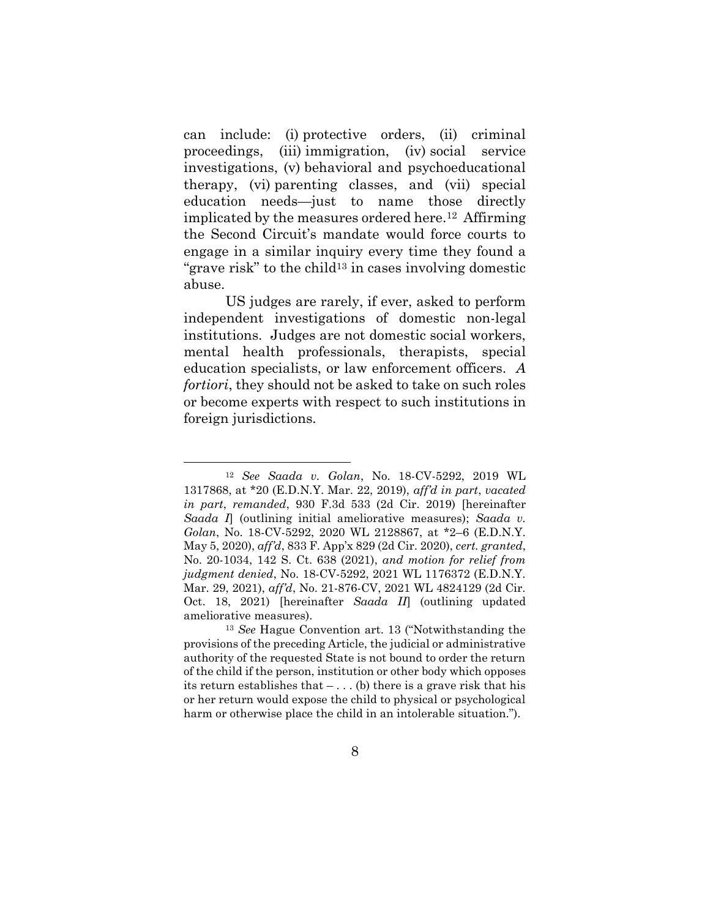can include: (i) protective orders, (ii) criminal proceedings, (iii) immigration, (iv) social service investigations, (v) behavioral and psychoeducational therapy, (vi) parenting classes, and (vii) special education needs—just to name those directly implicated by the measures ordered here.[12] Affirming the Second Circuit's mandate would force courts to engage in a similar inquiry every time they found a "grave risk" to the child[13] in cases involving domestic abuse.

US judges are rarely, if ever, asked to perform independent investigations of domestic non-legal institutions. Judges are not domestic social workers, mental health professionals, therapists, special education specialists, or law enforcement officers. *A fortiori*, they should not be asked to take on such roles or become experts with respect to such institutions in foreign jurisdictions.

---

[12] *See Saada v. Golan*, No. 18-CV-5292, 2019 WL 1317868, at *20 (E.D.N.Y. Mar. 22, 2019), *aff'd in part*, *vacated in part*, *remanded*, 930 F.3d 533 (2d Cir. 2019) [hereinafter *Saada I*] (outlining initial ameliorative measures); *Saada v. Golan*, No. 18-CV-5292, 2020 WL 2128867, at *2–6 (E.D.N.Y. May 5, 2020), *aff'd*, 833 F. App'x 829 (2d Cir. 2020), *cert. granted*, No. 20-1034, 142 S. Ct. 638 (2021), *and motion for relief from judgment denied*, No. 18-CV-5292, 2021 WL 1176372 (E.D.N.Y. Mar. 29, 2021), *aff'd*, No. 21-876-CV, 2021 WL 4824129 (2d Cir. Oct. 18, 2021) [hereinafter *Saada II*] (outlining updated ameliorative measures).

[13] *See* Hague Convention art. 13 ("Notwithstanding the provisions of the preceding Article, the judicial or administrative authority of the requested State is not bound to order the return of the child if the person, institution or other body which opposes its return establishes that – . . . (b) there is a grave risk that his or her return would expose the child to physical or psychological harm or otherwise place the child in an intolerable situation.").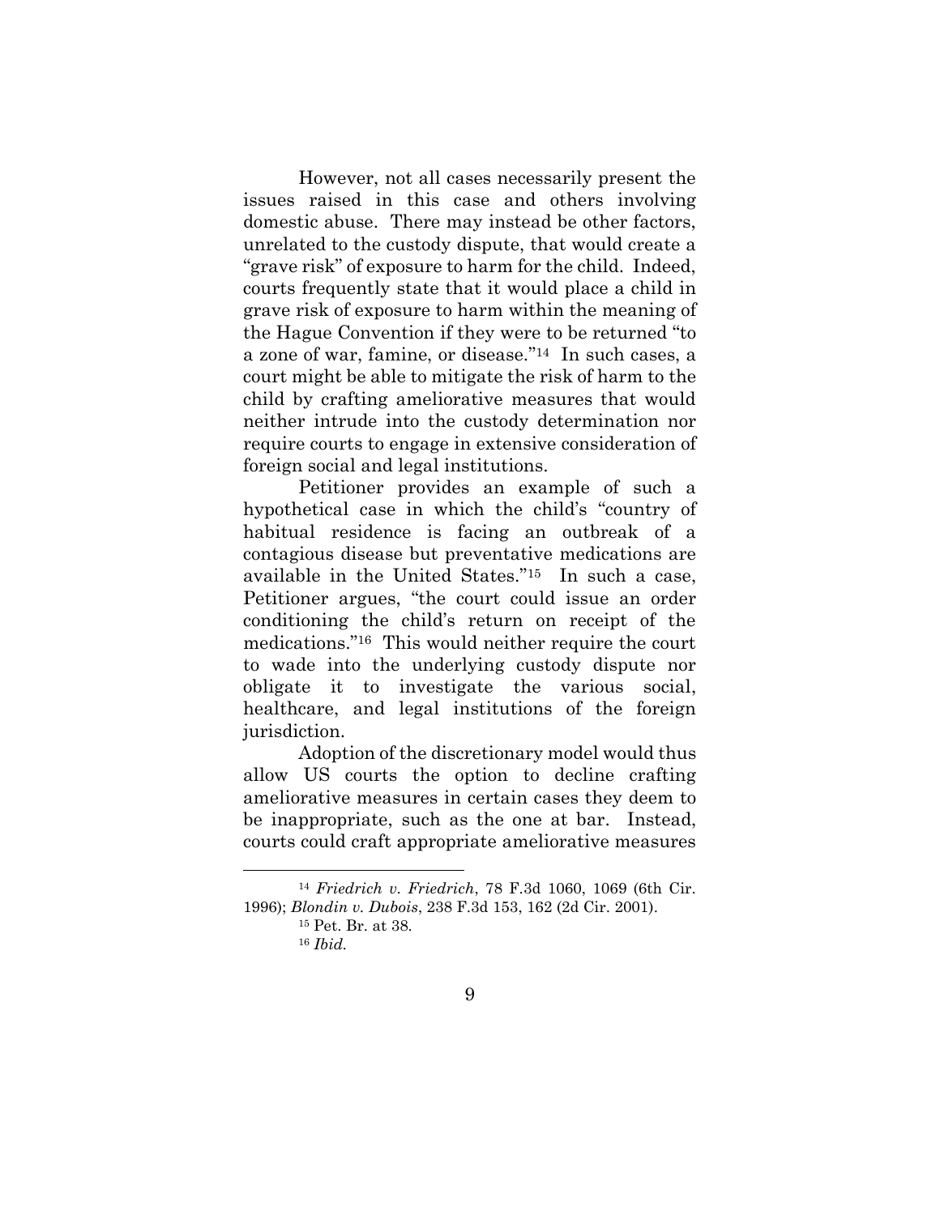However, not all cases necessarily present the issues raised in this case and others involving domestic abuse. There may instead be other factors, unrelated to the custody dispute, that would create a "grave risk" of exposure to harm for the child. Indeed, courts frequently state that it would place a child in grave risk of exposure to harm within the meaning of the Hague Convention if they were to be returned "to a zone of war, famine, or disease."[14] In such cases, a court might be able to mitigate the risk of harm to the child by crafting ameliorative measures that would neither intrude into the custody determination nor require courts to engage in extensive consideration of foreign social and legal institutions.

Petitioner provides an example of such a hypothetical case in which the child's "country of habitual residence is facing an outbreak of a contagious disease but preventative medications are available in the United States."[15] In such a case, Petitioner argues, "the court could issue an order conditioning the child's return on receipt of the medications."[16] This would neither require the court to wade into the underlying custody dispute nor obligate it to investigate the various social, healthcare, and legal institutions of the foreign jurisdiction.

Adoption of the discretionary model would thus allow US courts the option to decline crafting ameliorative measures in certain cases they deem to be inappropriate, such as the one at bar. Instead, courts could craft appropriate ameliorative measures

---

[14] *Friedrich v. Friedrich*, 78 F.3d 1060, 1069 (6th Cir. 1996); *Blondin v. Dubois*, 238 F.3d 153, 162 (2d Cir. 2001).

[15] Pet. Br. at 38.

[16] *Ibid.*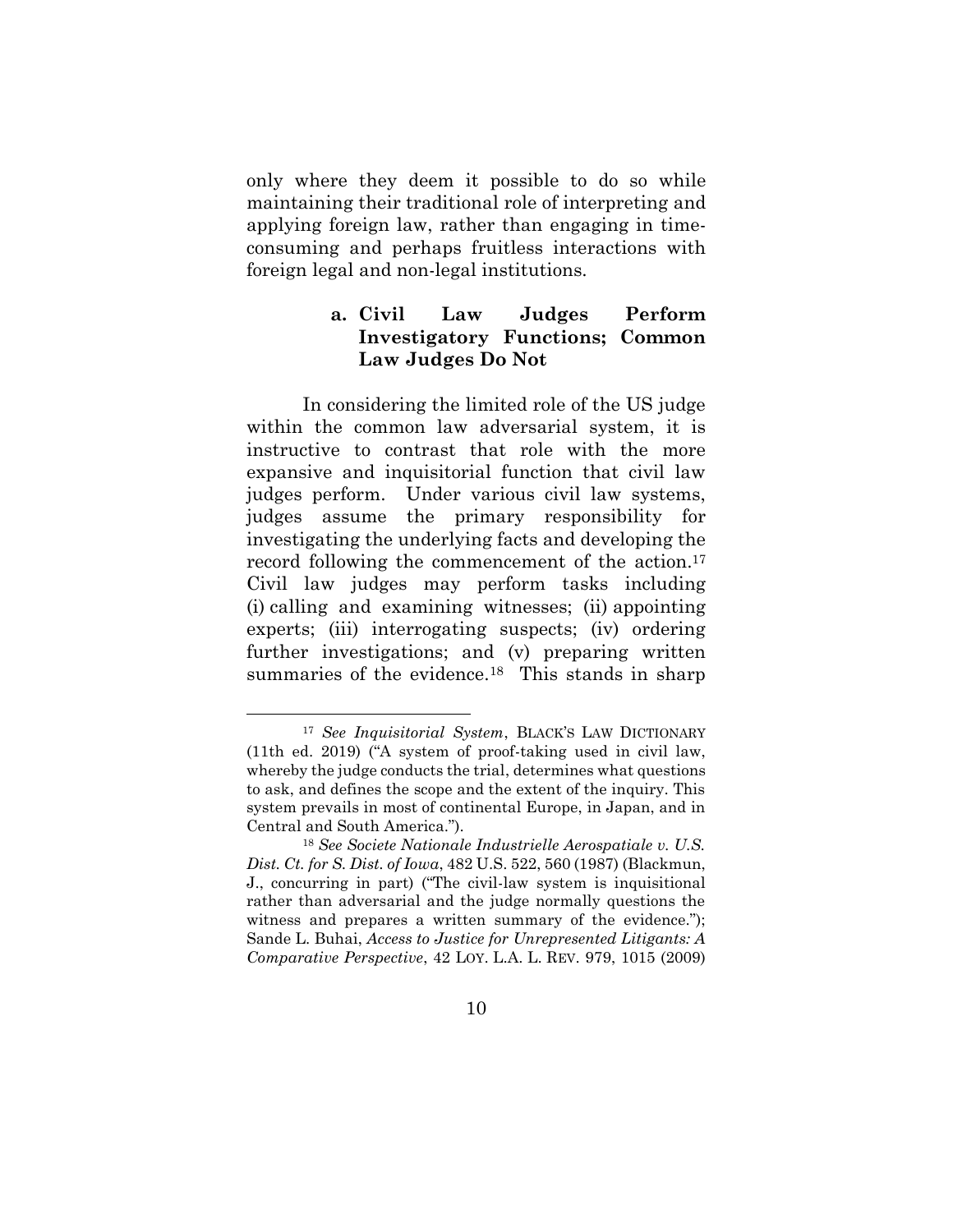only where they deem it possible to do so while maintaining their traditional role of interpreting and applying foreign law, rather than engaging in time-consuming and perhaps fruitless interactions with foreign legal and non-legal institutions.

#### a. Civil Law Judges Perform Investigatory Functions; Common Law Judges Do Not

In considering the limited role of the US judge within the common law adversarial system, it is instructive to contrast that role with the more expansive and inquisitorial function that civil law judges perform. Under various civil law systems, judges assume the primary responsibility for investigating the underlying facts and developing the record following the commencement of the action.[17] Civil law judges may perform tasks including (i) calling and examining witnesses; (ii) appointing experts; (iii) interrogating suspects; (iv) ordering further investigations; and (v) preparing written summaries of the evidence.[18] This stands in sharp

---

[17] *See Inquisitorial System*, BLACK'S LAW DICTIONARY (11th ed. 2019) ("A system of proof-taking used in civil law, whereby the judge conducts the trial, determines what questions to ask, and defines the scope and the extent of the inquiry. This system prevails in most of continental Europe, in Japan, and in Central and South America.").

[18] *See Societe Nationale Industrielle Aerospatiale v. U.S. Dist. Ct. for S. Dist. of Iowa*, 482 U.S. 522, 560 (1987) (Blackmun, J., concurring in part) ("The civil-law system is inquisitional rather than adversarial and the judge normally questions the witness and prepares a written summary of the evidence."); Sande L. Buhai, *Access to Justice for Unrepresented Litigants: A Comparative Perspective*, 42 LOY. L.A. L. REV. 979, 1015 (2009)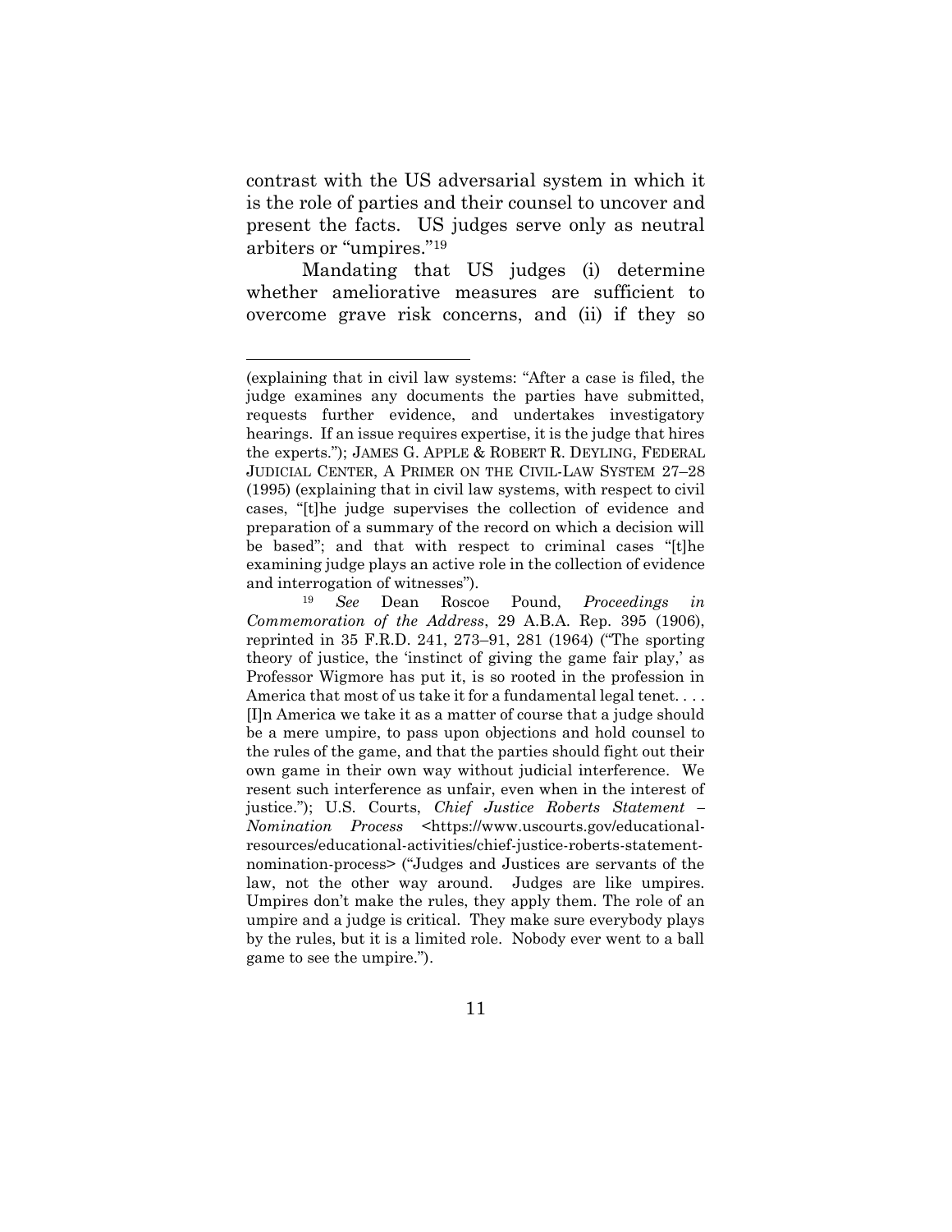contrast with the US adversarial system in which it is the role of parties and their counsel to uncover and present the facts. US judges serve only as neutral arbiters or "umpires."[19]

Mandating that US judges (i) determine whether ameliorative measures are sufficient to overcome grave risk concerns, and (ii) if they so

---

(explaining that in civil law systems: "After a case is filed, the judge examines any documents the parties have submitted, requests further evidence, and undertakes investigatory hearings. If an issue requires expertise, it is the judge that hires the experts."); JAMES G. APPLE & ROBERT R. DEYLING, FEDERAL JUDICIAL CENTER, A PRIMER ON THE CIVIL-LAW SYSTEM 27–28 (1995) (explaining that in civil law systems, with respect to civil cases, "[t]he judge supervises the collection of evidence and preparation of a summary of the record on which a decision will be based"; and that with respect to criminal cases "[t]he examining judge plays an active role in the collection of evidence and interrogation of witnesses").

[19] *See* Dean Roscoe Pound, *Proceedings in Commemoration of the Address*, 29 A.B.A. Rep. 395 (1906), reprinted in 35 F.R.D. 241, 273–91, 281 (1964) ("The sporting theory of justice, the 'instinct of giving the game fair play,' as Professor Wigmore has put it, is so rooted in the profession in America that most of us take it for a fundamental legal tenet. . . . [I]n America we take it as a matter of course that a judge should be a mere umpire, to pass upon objections and hold counsel to the rules of the game, and that the parties should fight out their own game in their own way without judicial interference. We resent such interference as unfair, even when in the interest of justice."); U.S. Courts, *Chief Justice Roberts Statement – Nomination Process* <https://www.uscourts.gov/educational-resources/educational-activities/chief-justice-roberts-statement-nomination-process> ("Judges and Justices are servants of the law, not the other way around. Judges are like umpires. Umpires don't make the rules, they apply them. The role of an umpire and a judge is critical. They make sure everybody plays by the rules, but it is a limited role. Nobody ever went to a ball game to see the umpire.").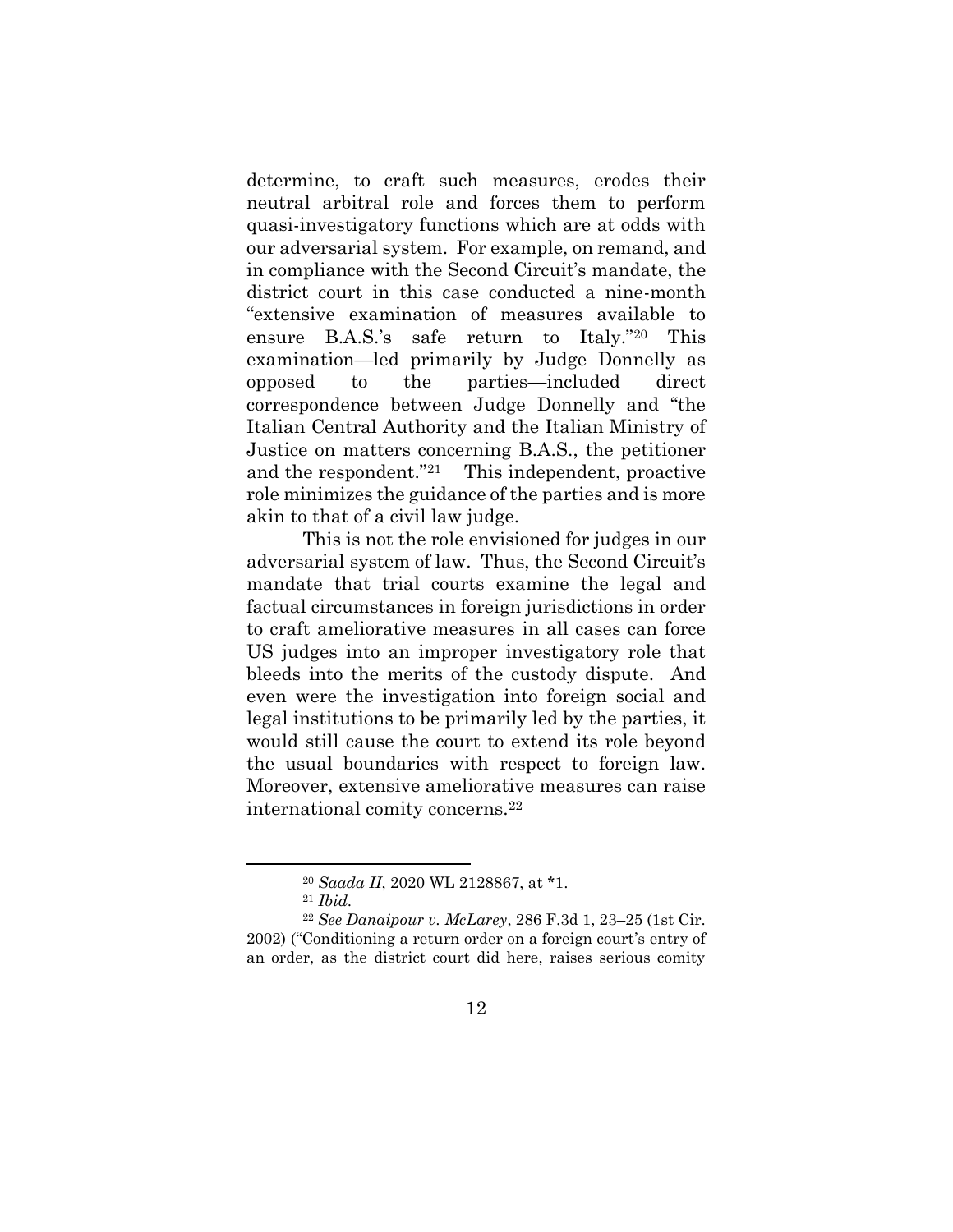determine, to craft such measures, erodes their neutral arbitral role and forces them to perform quasi-investigatory functions which are at odds with our adversarial system. For example, on remand, and in compliance with the Second Circuit's mandate, the district court in this case conducted a nine-month "extensive examination of measures available to ensure B.A.S.'s safe return to Italy."[20] This examination—led primarily by Judge Donnelly as opposed to the parties—included direct correspondence between Judge Donnelly and "the Italian Central Authority and the Italian Ministry of Justice on matters concerning B.A.S., the petitioner and the respondent."[21] This independent, proactive role minimizes the guidance of the parties and is more akin to that of a civil law judge.

This is not the role envisioned for judges in our adversarial system of law. Thus, the Second Circuit's mandate that trial courts examine the legal and factual circumstances in foreign jurisdictions in order to craft ameliorative measures in all cases can force US judges into an improper investigatory role that bleeds into the merits of the custody dispute. And even were the investigation into foreign social and legal institutions to be primarily led by the parties, it would still cause the court to extend its role beyond the usual boundaries with respect to foreign law. Moreover, extensive ameliorative measures can raise international comity concerns.[22]

---

[20] *Saada II*, 2020 WL 2128867, at *1.

[21] *Ibid.*

[22] *See Danaipour v. McLarey*, 286 F.3d 1, 23–25 (1st Cir. 2002) ("Conditioning a return order on a foreign court's entry of an order, as the district court did here, raises serious comity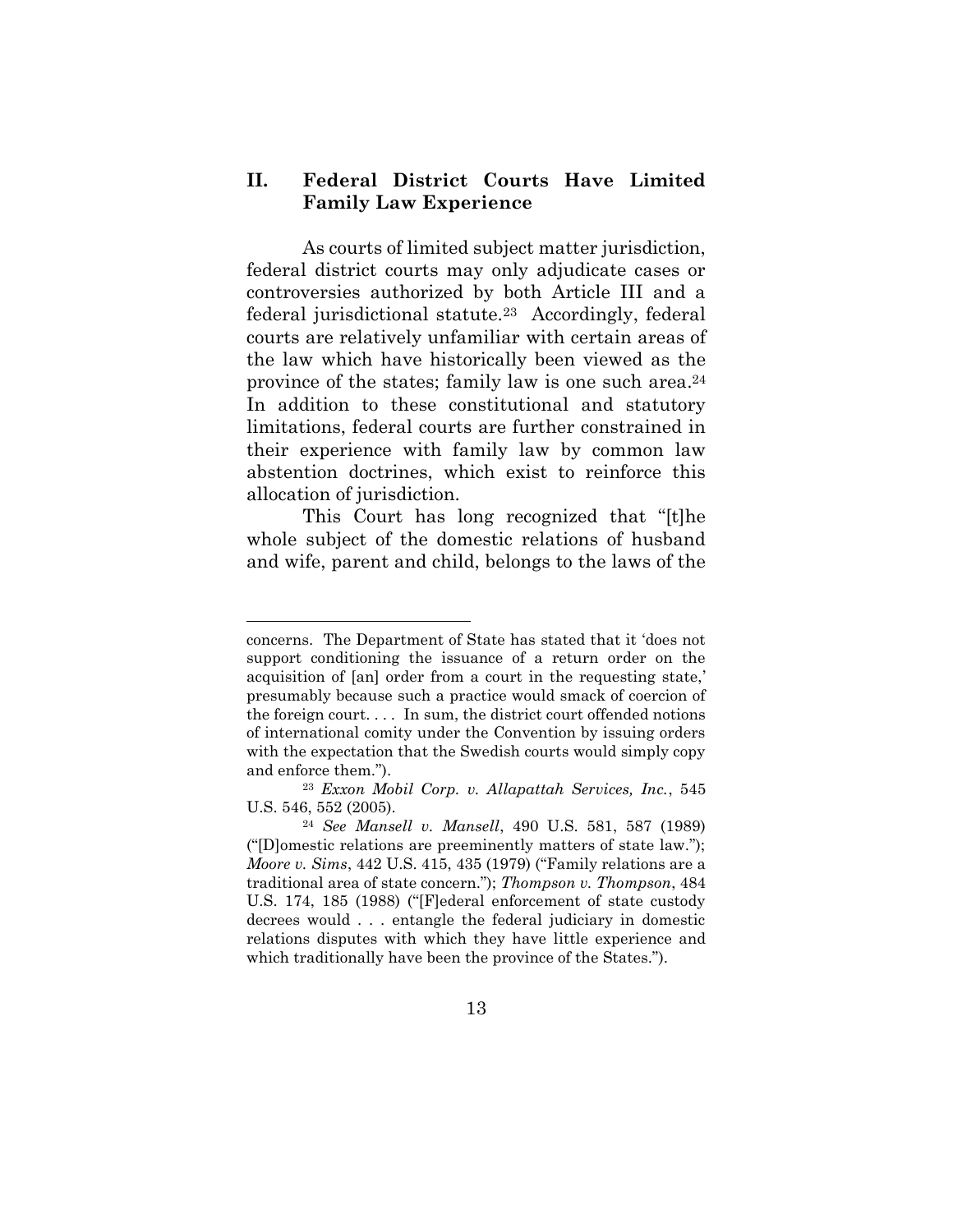## II. Federal District Courts Have Limited Family Law Experience

As courts of limited subject matter jurisdiction, federal district courts may only adjudicate cases or controversies authorized by both Article III and a federal jurisdictional statute.[23] Accordingly, federal courts are relatively unfamiliar with certain areas of the law which have historically been viewed as the province of the states; family law is one such area.[24] In addition to these constitutional and statutory limitations, federal courts are further constrained in their experience with family law by common law abstention doctrines, which exist to reinforce this allocation of jurisdiction.

This Court has long recognized that "[t]he whole subject of the domestic relations of husband and wife, parent and child, belongs to the laws of the

---

concerns. The Department of State has stated that it 'does not support conditioning the issuance of a return order on the acquisition of [an] order from a court in the requesting state,' presumably because such a practice would smack of coercion of the foreign court. . . . In sum, the district court offended notions of international comity under the Convention by issuing orders with the expectation that the Swedish courts would simply copy and enforce them.").

[23] *Exxon Mobil Corp. v. Allapattah Services, Inc.*, 545 U.S. 546, 552 (2005).

[24] *See Mansell v. Mansell*, 490 U.S. 581, 587 (1989) ("[D]omestic relations are preeminently matters of state law."); *Moore v. Sims*, 442 U.S. 415, 435 (1979) ("Family relations are a traditional area of state concern."); *Thompson v. Thompson*, 484 U.S. 174, 185 (1988) ("[F]ederal enforcement of state custody decrees would . . . entangle the federal judiciary in domestic relations disputes with which they have little experience and which traditionally have been the province of the States.").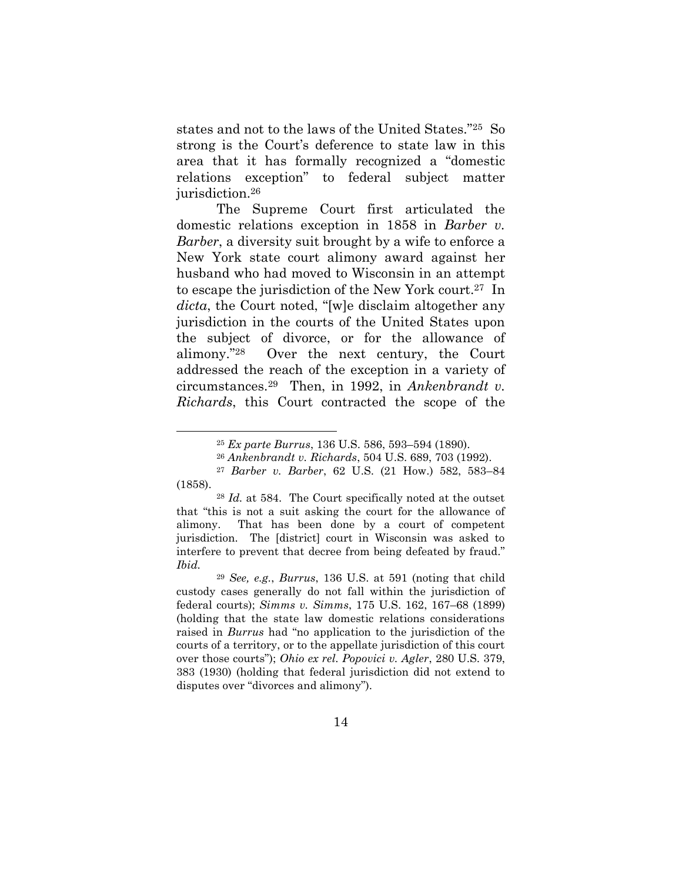states and not to the laws of the United States."[25] So strong is the Court's deference to state law in this area that it has formally recognized a "domestic relations exception" to federal subject matter jurisdiction.[26]

The Supreme Court first articulated the domestic relations exception in 1858 in *Barber v. Barber*, a diversity suit brought by a wife to enforce a New York state court alimony award against her husband who had moved to Wisconsin in an attempt to escape the jurisdiction of the New York court.[27] In *dicta*, the Court noted, "[w]e disclaim altogether any jurisdiction in the courts of the United States upon the subject of divorce, or for the allowance of alimony."[28] Over the next century, the Court addressed the reach of the exception in a variety of circumstances.[29] Then, in 1992, in *Ankenbrandt v. Richards*, this Court contracted the scope of the

---

[25] *Ex parte Burrus*, 136 U.S. 586, 593–594 (1890).

[26] *Ankenbrandt v. Richards*, 504 U.S. 689, 703 (1992).

[27] *Barber v. Barber*, 62 U.S. (21 How.) 582, 583–84 (1858).

[28] *Id.* at 584. The Court specifically noted at the outset that "this is not a suit asking the court for the allowance of alimony. That has been done by a court of competent jurisdiction. The [district] court in Wisconsin was asked to interfere to prevent that decree from being defeated by fraud." *Ibid.*

[29] *See, e.g.*, *Burrus*, 136 U.S. at 591 (noting that child custody cases generally do not fall within the jurisdiction of federal courts); *Simms v. Simms*, 175 U.S. 162, 167–68 (1899) (holding that the state law domestic relations considerations raised in *Burrus* had "no application to the jurisdiction of the courts of a territory, or to the appellate jurisdiction of this court over those courts"); *Ohio ex rel. Popovici v. Agler*, 280 U.S. 379, 383 (1930) (holding that federal jurisdiction did not extend to disputes over "divorces and alimony").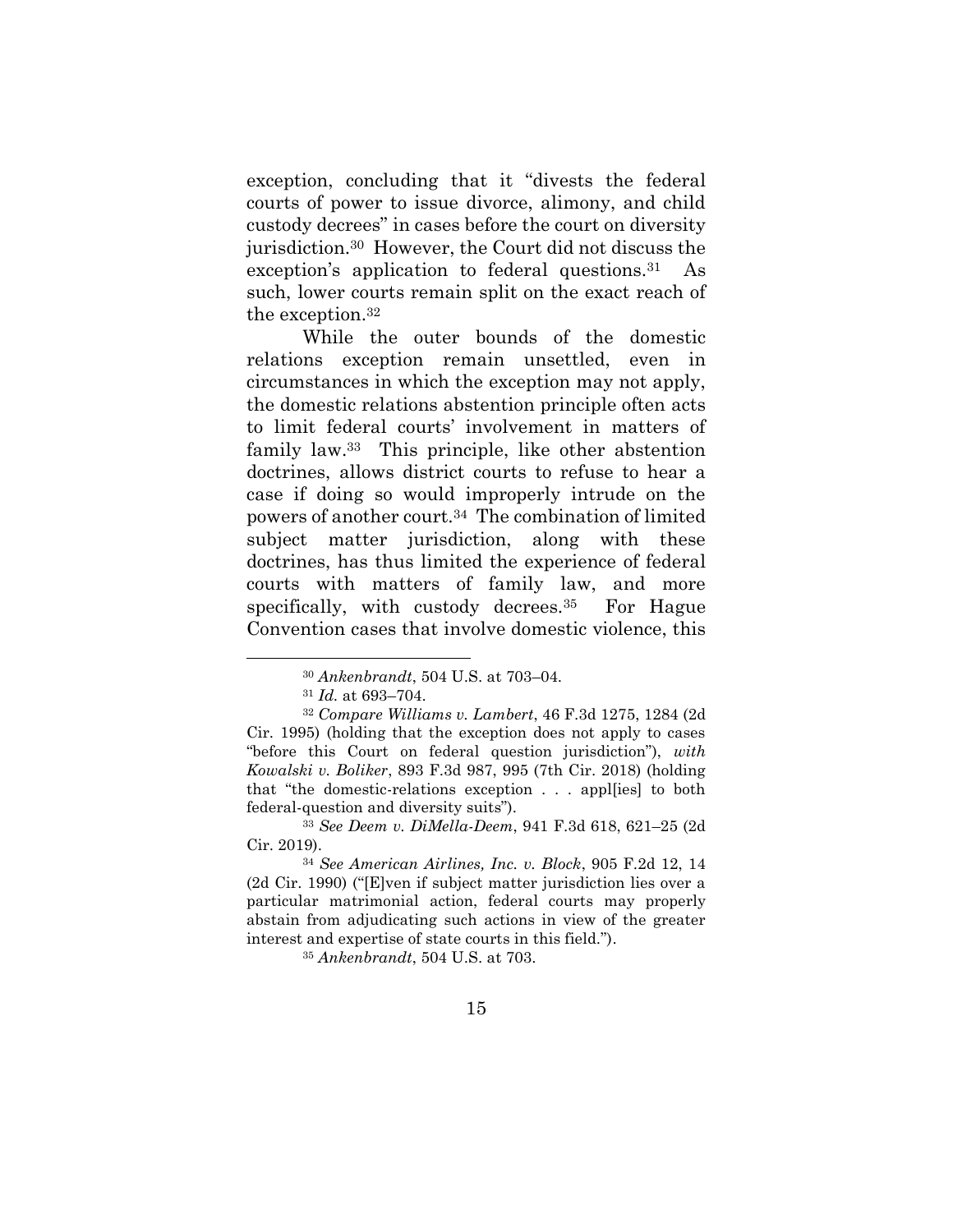exception, concluding that it "divests the federal courts of power to issue divorce, alimony, and child custody decrees" in cases before the court on diversity jurisdiction.[30] However, the Court did not discuss the exception's application to federal questions.[31] As such, lower courts remain split on the exact reach of the exception.[32]

While the outer bounds of the domestic relations exception remain unsettled, even in circumstances in which the exception may not apply, the domestic relations abstention principle often acts to limit federal courts' involvement in matters of family law.[33] This principle, like other abstention doctrines, allows district courts to refuse to hear a case if doing so would improperly intrude on the powers of another court.[34] The combination of limited subject matter jurisdiction, along with these doctrines, has thus limited the experience of federal courts with matters of family law, and more specifically, with custody decrees.[35] For Hague Convention cases that involve domestic violence, this

---

[30] *Ankenbrandt*, 504 U.S. at 703–04.

[31] *Id.* at 693–704.

[32] *Compare Williams v. Lambert*, 46 F.3d 1275, 1284 (2d Cir. 1995) (holding that the exception does not apply to cases "before this Court on federal question jurisdiction"), *with Kowalski v. Boliker*, 893 F.3d 987, 995 (7th Cir. 2018) (holding that "the domestic-relations exception . . . appl[ies] to both federal-question and diversity suits").

[33] *See Deem v. DiMella-Deem*, 941 F.3d 618, 621–25 (2d Cir. 2019).

[34] *See American Airlines, Inc. v. Block*, 905 F.2d 12, 14 (2d Cir. 1990) ("[E]ven if subject matter jurisdiction lies over a particular matrimonial action, federal courts may properly abstain from adjudicating such actions in view of the greater interest and expertise of state courts in this field.").

[35] *Ankenbrandt*, 504 U.S. at 703.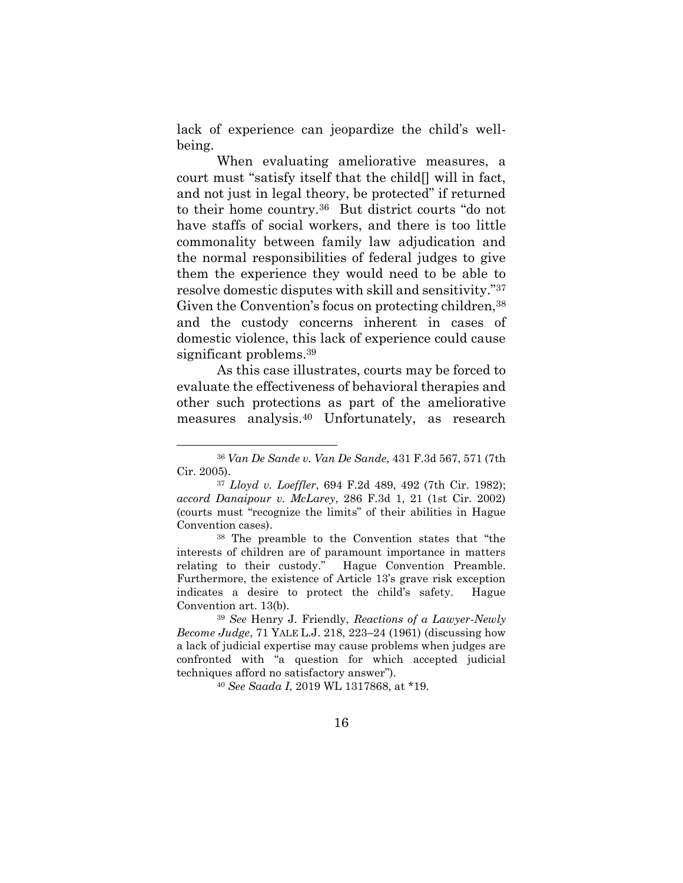lack of experience can jeopardize the child's well-being.

When evaluating ameliorative measures, a court must "satisfy itself that the child[] will in fact, and not just in legal theory, be protected" if returned to their home country.[36] But district courts "do not have staffs of social workers, and there is too little commonality between family law adjudication and the normal responsibilities of federal judges to give them the experience they would need to be able to resolve domestic disputes with skill and sensitivity."[37] Given the Convention's focus on protecting children,[38] and the custody concerns inherent in cases of domestic violence, this lack of experience could cause significant problems.[39]

As this case illustrates, courts may be forced to evaluate the effectiveness of behavioral therapies and other such protections as part of the ameliorative measures analysis.[40] Unfortunately, as research

---

[36] *Van De Sande v. Van De Sande*, 431 F.3d 567, 571 (7th Cir. 2005).

[37] *Lloyd v. Loeffler*, 694 F.2d 489, 492 (7th Cir. 1982); *accord Danaipour v. McLarey*, 286 F.3d 1, 21 (1st Cir. 2002) (courts must "recognize the limits" of their abilities in Hague Convention cases).

[38] The preamble to the Convention states that "the interests of children are of paramount importance in matters relating to their custody." Hague Convention Preamble. Furthermore, the existence of Article 13's grave risk exception indicates a desire to protect the child's safety. Hague Convention art. 13(b).

[39] *See* Henry J. Friendly, *Reactions of a Lawyer-Newly Become Judge*, 71 YALE L.J. 218, 223–24 (1961) (discussing how a lack of judicial expertise may cause problems when judges are confronted with "a question for which accepted judicial techniques afford no satisfactory answer").

[40] *See Saada I*, 2019 WL 1317868, at *19.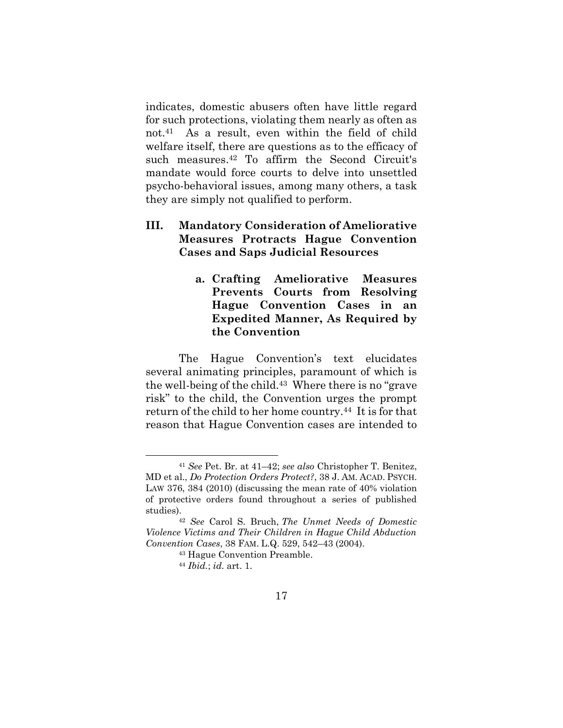indicates, domestic abusers often have little regard for such protections, violating them nearly as often as not.[41] As a result, even within the field of child welfare itself, there are questions as to the efficacy of such measures.[42] To affirm the Second Circuit's mandate would force courts to delve into unsettled psycho-behavioral issues, among many others, a task they are simply not qualified to perform.

## III. Mandatory Consideration of Ameliorative Measures Protracts Hague Convention Cases and Saps Judicial Resources

### a. Crafting Ameliorative Measures Prevents Courts from Resolving Hague Convention Cases in an Expedited Manner, As Required by the Convention

The Hague Convention's text elucidates several animating principles, paramount of which is the well-being of the child.[43] Where there is no "grave risk" to the child, the Convention urges the prompt return of the child to her home country.[44] It is for that reason that Hague Convention cases are intended to

---

[41] *See* Pet. Br. at 41–42; *see also* Christopher T. Benitez, MD et al., *Do Protection Orders Protect?*, 38 J. AM. ACAD. PSYCH. LAW 376, 384 (2010) (discussing the mean rate of 40% violation of protective orders found throughout a series of published studies).

[42] *See* Carol S. Bruch, *The Unmet Needs of Domestic Violence Victims and Their Children in Hague Child Abduction Convention Cases*, 38 FAM. L.Q. 529, 542–43 (2004).

[43] Hague Convention Preamble.

[44] *Ibid.*; *id.* art. 1.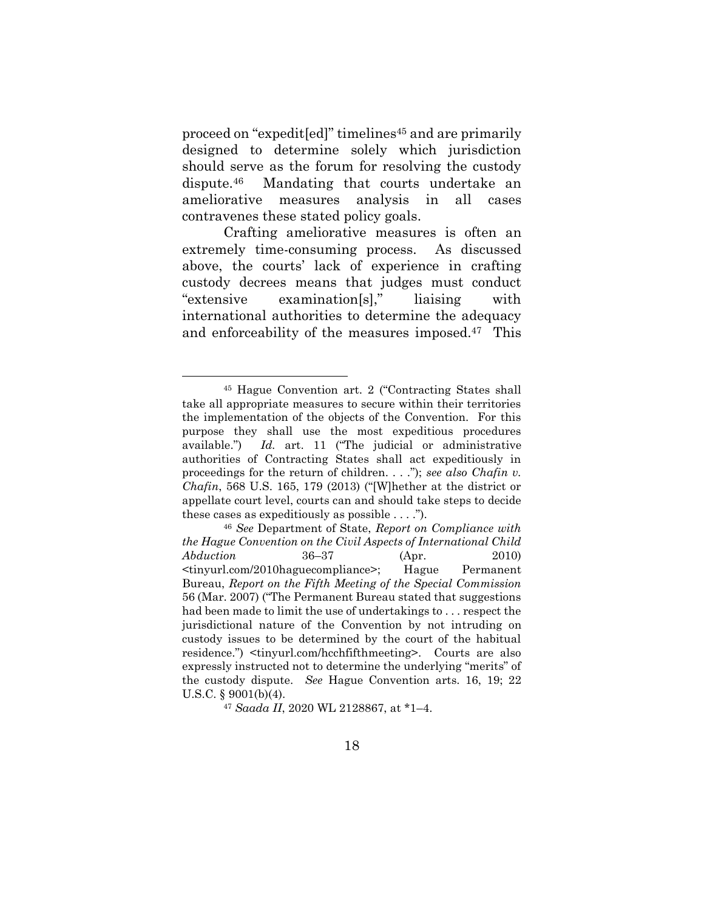proceed on "expedit[ed]" timelines[45] and are primarily designed to determine solely which jurisdiction should serve as the forum for resolving the custody dispute.[46] Mandating that courts undertake an ameliorative measures analysis in all cases contravenes these stated policy goals.

Crafting ameliorative measures is often an extremely time-consuming process. As discussed above, the courts' lack of experience in crafting custody decrees means that judges must conduct "extensive examination[s]," liaising with international authorities to determine the adequacy and enforceability of the measures imposed.[47] This

---

[45] Hague Convention art. 2 ("Contracting States shall take all appropriate measures to secure within their territories the implementation of the objects of the Convention. For this purpose they shall use the most expeditious procedures available.") *Id.* art. 11 ("The judicial or administrative authorities of Contracting States shall act expeditiously in proceedings for the return of children. . . ."); *see also Chafin v. Chafin*, 568 U.S. 165, 179 (2013) ("[W]hether at the district or appellate court level, courts can and should take steps to decide these cases as expeditiously as possible . . . .").

[46] *See* Department of State, *Report on Compliance with the Hague Convention on the Civil Aspects of International Child Abduction* 36–37 (Apr. 2010) <tinyurl.com/2010haguecompliance>; Hague Permanent Bureau, *Report on the Fifth Meeting of the Special Commission* 56 (Mar. 2007) ("The Permanent Bureau stated that suggestions had been made to limit the use of undertakings to . . . respect the jurisdictional nature of the Convention by not intruding on custody issues to be determined by the court of the habitual residence.") <tinyurl.com/hcchfifthmeeting>. Courts are also expressly instructed not to determine the underlying "merits" of the custody dispute. *See* Hague Convention arts. 16, 19; 22 U.S.C. § 9001(b)(4).

[47] *Saada II*, 2020 WL 2128867, at *1–4.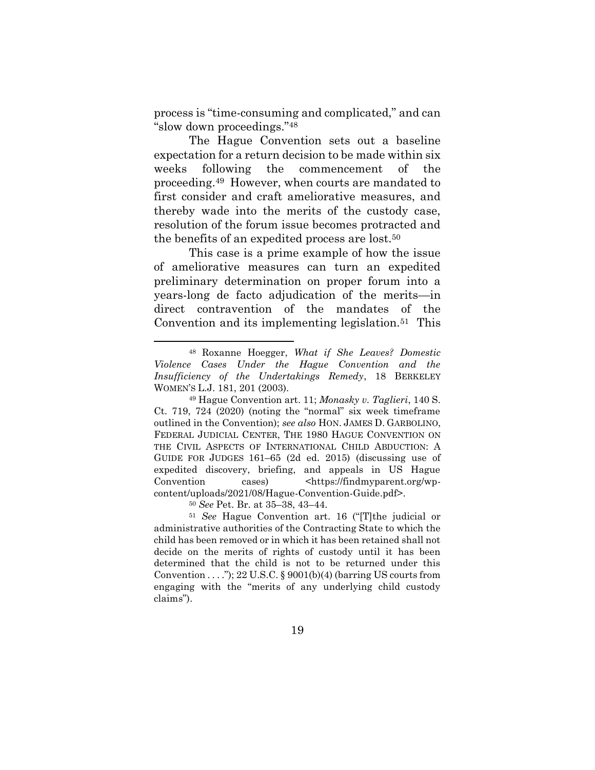process is "time-consuming and complicated," and can "slow down proceedings."[48]

The Hague Convention sets out a baseline expectation for a return decision to be made within six weeks following the commencement of the proceeding.[49] However, when courts are mandated to first consider and craft ameliorative measures, and thereby wade into the merits of the custody case, resolution of the forum issue becomes protracted and the benefits of an expedited process are lost.[50]

This case is a prime example of how the issue of ameliorative measures can turn an expedited preliminary determination on proper forum into a years-long de facto adjudication of the merits—in direct contravention of the mandates of the Convention and its implementing legislation.[51] This

---

[48] Roxanne Hoegger, *What if She Leaves? Domestic Violence Cases Under the Hague Convention and the Insufficiency of the Undertakings Remedy*, 18 BERKELEY WOMEN'S L.J. 181, 201 (2003).

[49] Hague Convention art. 11; *Monasky v. Taglieri*, 140 S. Ct. 719, 724 (2020) (noting the "normal" six week timeframe outlined in the Convention); *see also* HON. JAMES D. GARBOLINO, FEDERAL JUDICIAL CENTER, THE 1980 HAGUE CONVENTION ON THE CIVIL ASPECTS OF INTERNATIONAL CHILD ABDUCTION: A GUIDE FOR JUDGES 161–65 (2d ed. 2015) (discussing use of expedited discovery, briefing, and appeals in US Hague Convention cases) <https://findmyparent.org/wp-content/uploads/2021/08/Hague-Convention-Guide.pdf>.

[50] *See* Pet. Br. at 35–38, 43–44.

[51] *See* Hague Convention art. 16 ("[T]he judicial or administrative authorities of the Contracting State to which the child has been removed or in which it has been retained shall not decide on the merits of rights of custody until it has been determined that the child is not to be returned under this Convention . . . ."); 22 U.S.C. § 9001(b)(4) (barring US courts from engaging with the "merits of any underlying child custody claims").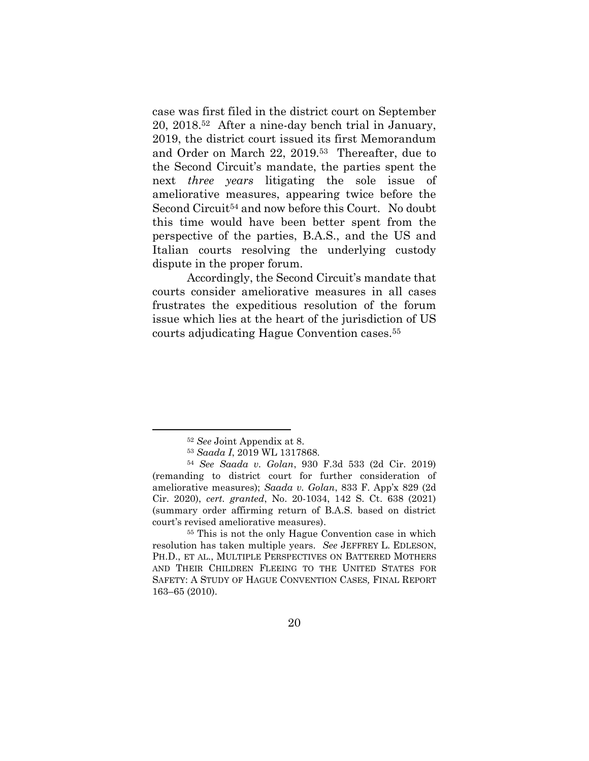case was first filed in the district court on September 20, 2018.[52] After a nine-day bench trial in January, 2019, the district court issued its first Memorandum and Order on March 22, 2019.[53] Thereafter, due to the Second Circuit's mandate, the parties spent the next *three years* litigating the sole issue of ameliorative measures, appearing twice before the Second Circuit[54] and now before this Court. No doubt this time would have been better spent from the perspective of the parties, B.A.S., and the US and Italian courts resolving the underlying custody dispute in the proper forum.

Accordingly, the Second Circuit's mandate that courts consider ameliorative measures in all cases frustrates the expeditious resolution of the forum issue which lies at the heart of the jurisdiction of US courts adjudicating Hague Convention cases.[55]

---

[52] *See* Joint Appendix at 8.

[53] *Saada I*, 2019 WL 1317868.

[54] *See Saada v. Golan*, 930 F.3d 533 (2d Cir. 2019) (remanding to district court for further consideration of ameliorative measures); *Saada v. Golan*, 833 F. App'x 829 (2d Cir. 2020), *cert. granted*, No. 20-1034, 142 S. Ct. 638 (2021) (summary order affirming return of B.A.S. based on district court's revised ameliorative measures).

[55] This is not the only Hague Convention case in which resolution has taken multiple years. *See* JEFFREY L. EDLESON, PH.D., ET AL., MULTIPLE PERSPECTIVES ON BATTERED MOTHERS AND THEIR CHILDREN FLEEING TO THE UNITED STATES FOR SAFETY: A STUDY OF HAGUE CONVENTION CASES*,* FINAL REPORT 163–65 (2010).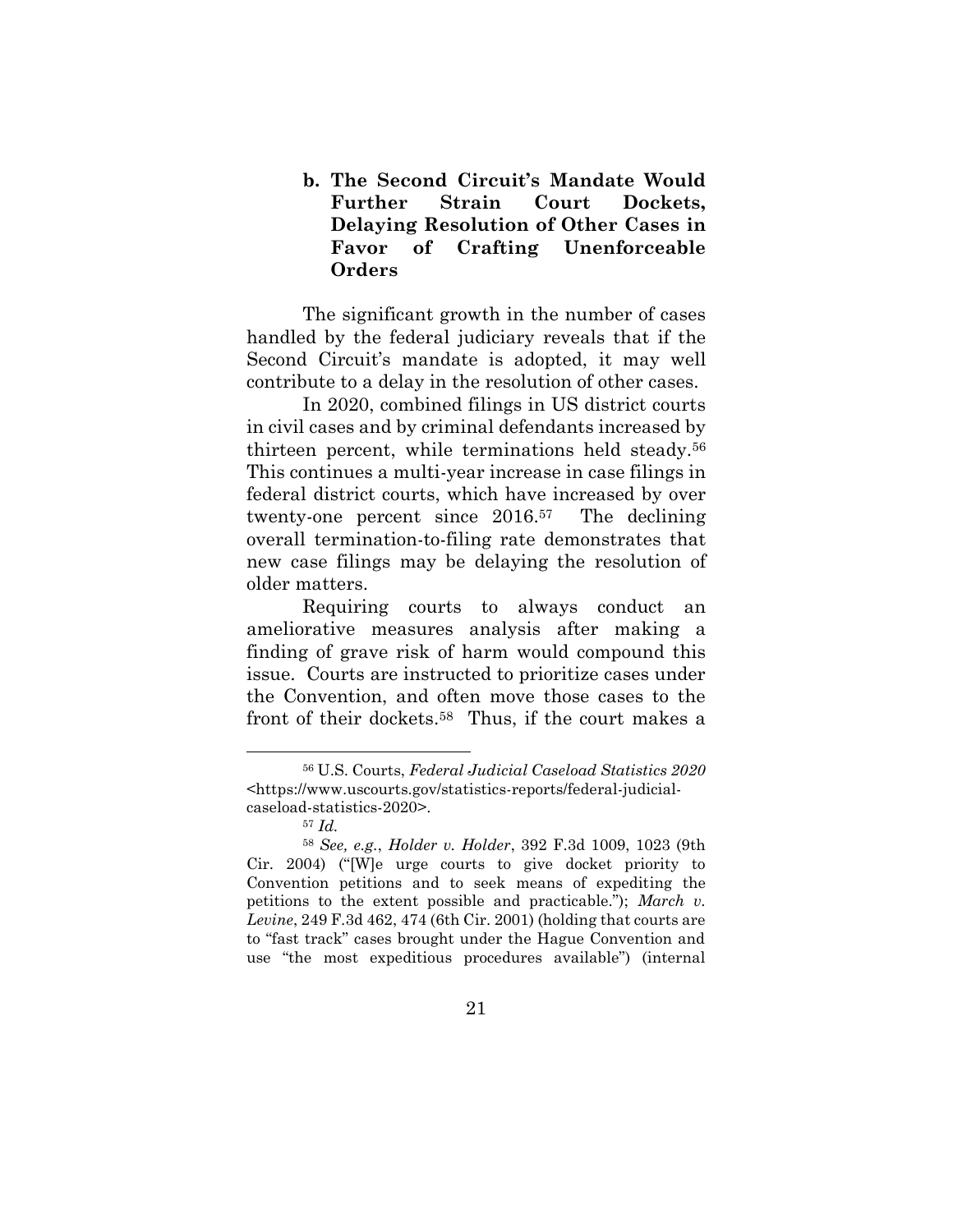#### b. The Second Circuit's Mandate Would Further Strain Court Dockets, Delaying Resolution of Other Cases in Favor of Crafting Unenforceable Orders

The significant growth in the number of cases handled by the federal judiciary reveals that if the Second Circuit's mandate is adopted, it may well contribute to a delay in the resolution of other cases.

In 2020, combined filings in US district courts in civil cases and by criminal defendants increased by thirteen percent, while terminations held steady.[56] This continues a multi-year increase in case filings in federal district courts, which have increased by over twenty-one percent since 2016.[57] The declining overall termination-to-filing rate demonstrates that new case filings may be delaying the resolution of older matters.

Requiring courts to always conduct an ameliorative measures analysis after making a finding of grave risk of harm would compound this issue. Courts are instructed to prioritize cases under the Convention, and often move those cases to the front of their dockets.[58] Thus, if the court makes a

---

[56] U.S. Courts, *Federal Judicial Caseload Statistics 2020* <https://www.uscourts.gov/statistics-reports/federal-judicial-caseload-statistics-2020>.

[57] *Id.*

[58] *See, e.g.*, *Holder v. Holder*, 392 F.3d 1009, 1023 (9th Cir. 2004) ("[W]e urge courts to give docket priority to Convention petitions and to seek means of expediting the petitions to the extent possible and practicable."); *March v. Levine*, 249 F.3d 462, 474 (6th Cir. 2001) (holding that courts are to "fast track" cases brought under the Hague Convention and use "the most expeditious procedures available") (internal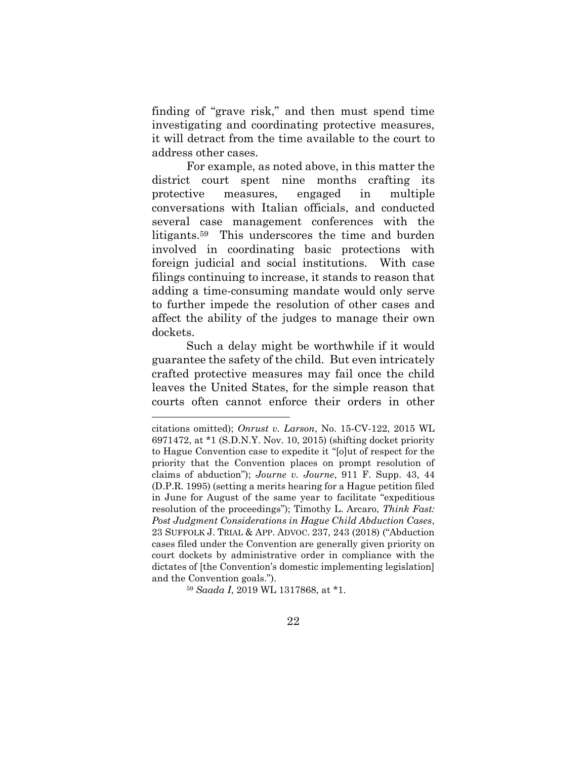finding of "grave risk," and then must spend time investigating and coordinating protective measures, it will detract from the time available to the court to address other cases.

For example, as noted above, in this matter the district court spent nine months crafting its protective measures, engaged in multiple conversations with Italian officials, and conducted several case management conferences with the litigants.[59] This underscores the time and burden involved in coordinating basic protections with foreign judicial and social institutions. With case filings continuing to increase, it stands to reason that adding a time-consuming mandate would only serve to further impede the resolution of other cases and affect the ability of the judges to manage their own dockets.

Such a delay might be worthwhile if it would guarantee the safety of the child. But even intricately crafted protective measures may fail once the child leaves the United States, for the simple reason that courts often cannot enforce their orders in other

---

citations omitted); *Onrust v. Larson*, No. 15-CV-122, 2015 WL 6971472, at *1 (S.D.N.Y. Nov. 10, 2015) (shifting docket priority to Hague Convention case to expedite it "[o]ut of respect for the priority that the Convention places on prompt resolution of claims of abduction"); *Journe v. Journe*, 911 F. Supp. 43, 44 (D.P.R. 1995) (setting a merits hearing for a Hague petition filed in June for August of the same year to facilitate "expeditious resolution of the proceedings"); Timothy L. Arcaro, *Think Fast: Post Judgment Considerations in Hague Child Abduction Cases*, 23 SUFFOLK J. TRIAL & APP. ADVOC. 237, 243 (2018) ("Abduction cases filed under the Convention are generally given priority on court dockets by administrative order in compliance with the dictates of [the Convention's domestic implementing legislation] and the Convention goals.").

[59] *Saada I*, 2019 WL 1317868, at *1.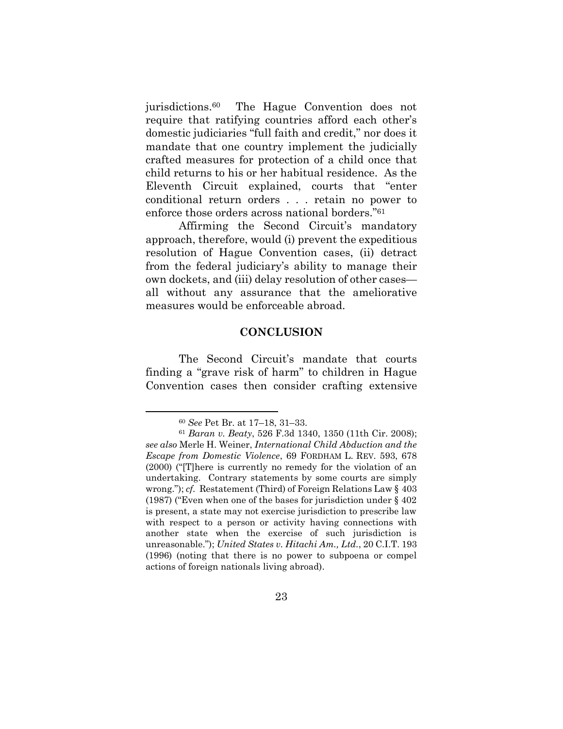jurisdictions.[60] The Hague Convention does not require that ratifying countries afford each other's domestic judiciaries "full faith and credit," nor does it mandate that one country implement the judicially crafted measures for protection of a child once that child returns to his or her habitual residence. As the Eleventh Circuit explained, courts that "enter conditional return orders . . . retain no power to enforce those orders across national borders."[61]

Affirming the Second Circuit's mandatory approach, therefore, would (i) prevent the expeditious resolution of Hague Convention cases, (ii) detract from the federal judiciary's ability to manage their own dockets, and (iii) delay resolution of other cases—all without any assurance that the ameliorative measures would be enforceable abroad.

## CONCLUSION

The Second Circuit's mandate that courts finding a "grave risk of harm" to children in Hague Convention cases then consider crafting extensive

---

[60] *See* Pet Br. at 17–18, 31–33.

[61] *Baran v. Beaty*, 526 F.3d 1340, 1350 (11th Cir. 2008); *see also* Merle H. Weiner, *International Child Abduction and the Escape from Domestic Violence*, 69 FORDHAM L. REV. 593, 678 (2000) ("[T]here is currently no remedy for the violation of an undertaking. Contrary statements by some courts are simply wrong."); *cf.* Restatement (Third) of Foreign Relations Law § 403 (1987) ("Even when one of the bases for jurisdiction under § 402 is present, a state may not exercise jurisdiction to prescribe law with respect to a person or activity having connections with another state when the exercise of such jurisdiction is unreasonable."); *United States v. Hitachi Am., Ltd.*, 20 C.I.T. 193 (1996) (noting that there is no power to subpoena or compel actions of foreign nationals living abroad).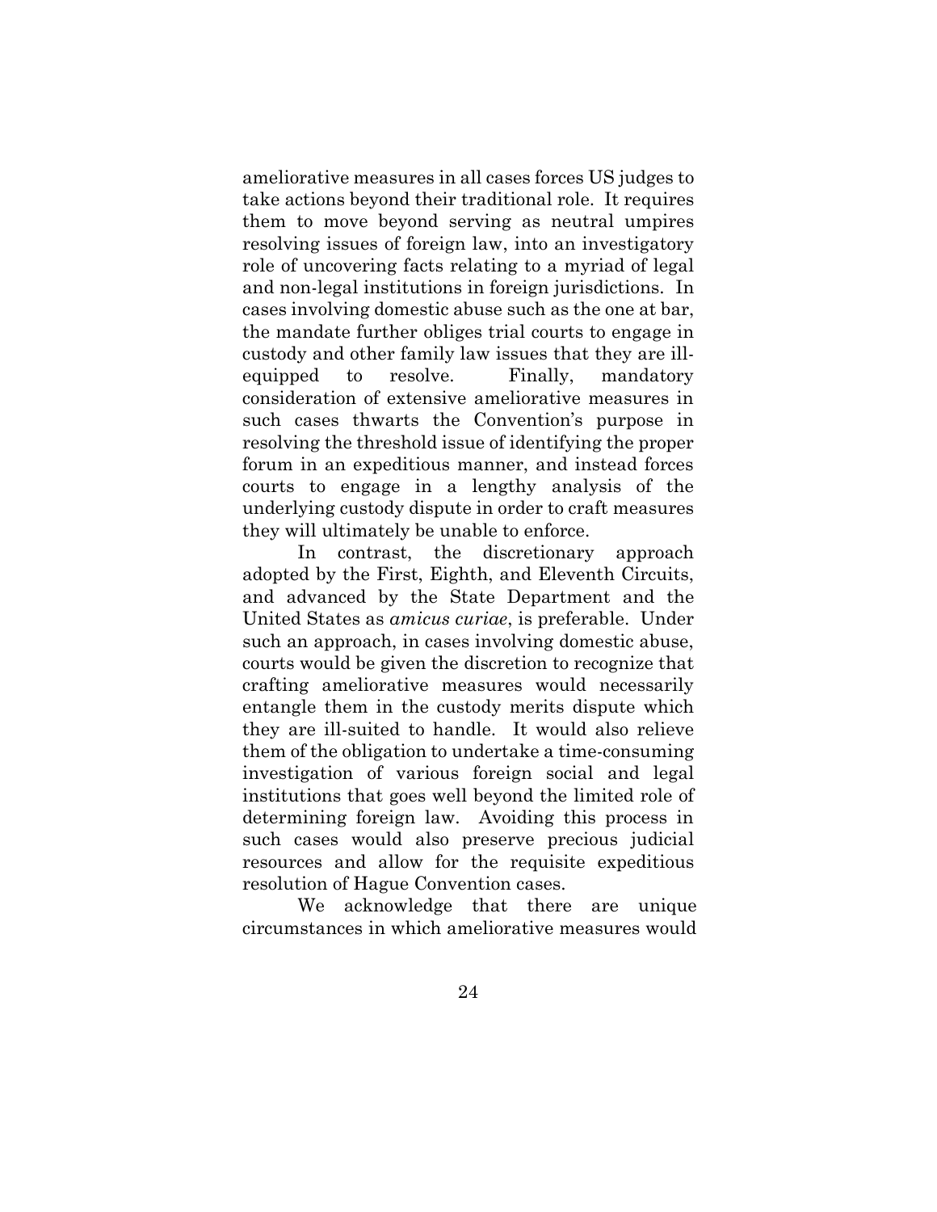ameliorative measures in all cases forces US judges to take actions beyond their traditional role. It requires them to move beyond serving as neutral umpires resolving issues of foreign law, into an investigatory role of uncovering facts relating to a myriad of legal and non-legal institutions in foreign jurisdictions. In cases involving domestic abuse such as the one at bar, the mandate further obliges trial courts to engage in custody and other family law issues that they are ill-equipped to resolve. Finally, mandatory consideration of extensive ameliorative measures in such cases thwarts the Convention's purpose in resolving the threshold issue of identifying the proper forum in an expeditious manner, and instead forces courts to engage in a lengthy analysis of the underlying custody dispute in order to craft measures they will ultimately be unable to enforce.

In contrast, the discretionary approach adopted by the First, Eighth, and Eleventh Circuits, and advanced by the State Department and the United States as *amicus curiae*, is preferable. Under such an approach, in cases involving domestic abuse, courts would be given the discretion to recognize that crafting ameliorative measures would necessarily entangle them in the custody merits dispute which they are ill-suited to handle. It would also relieve them of the obligation to undertake a time-consuming investigation of various foreign social and legal institutions that goes well beyond the limited role of determining foreign law. Avoiding this process in such cases would also preserve precious judicial resources and allow for the requisite expeditious resolution of Hague Convention cases.

We acknowledge that there are unique circumstances in which ameliorative measures would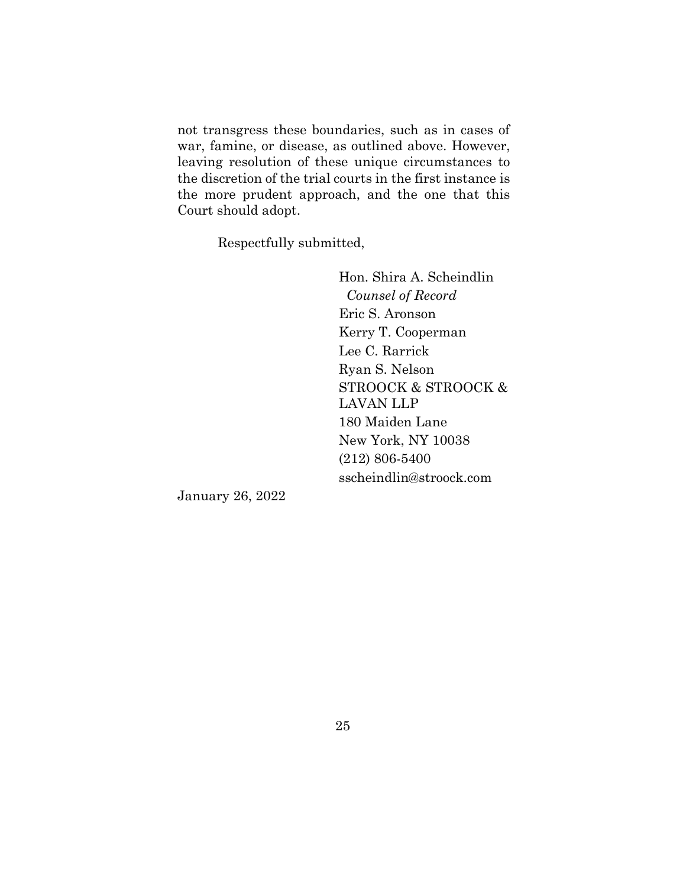not transgress these boundaries, such as in cases of war, famine, or disease, as outlined above. However, leaving resolution of these unique circumstances to the discretion of the trial courts in the first instance is the more prudent approach, and the one that this Court should adopt.

Respectfully submitted,

Hon. Shira A. Scheindlin
*Counsel of Record*
Eric S. Aronson
Kerry T. Cooperman
Lee C. Rarrick
Ryan S. Nelson
STROOCK & STROOCK & LAVAN LLP
180 Maiden Lane
New York, NY 10038
(212) 806-5400
sscheindlin@stroock.com

January 26, 2022